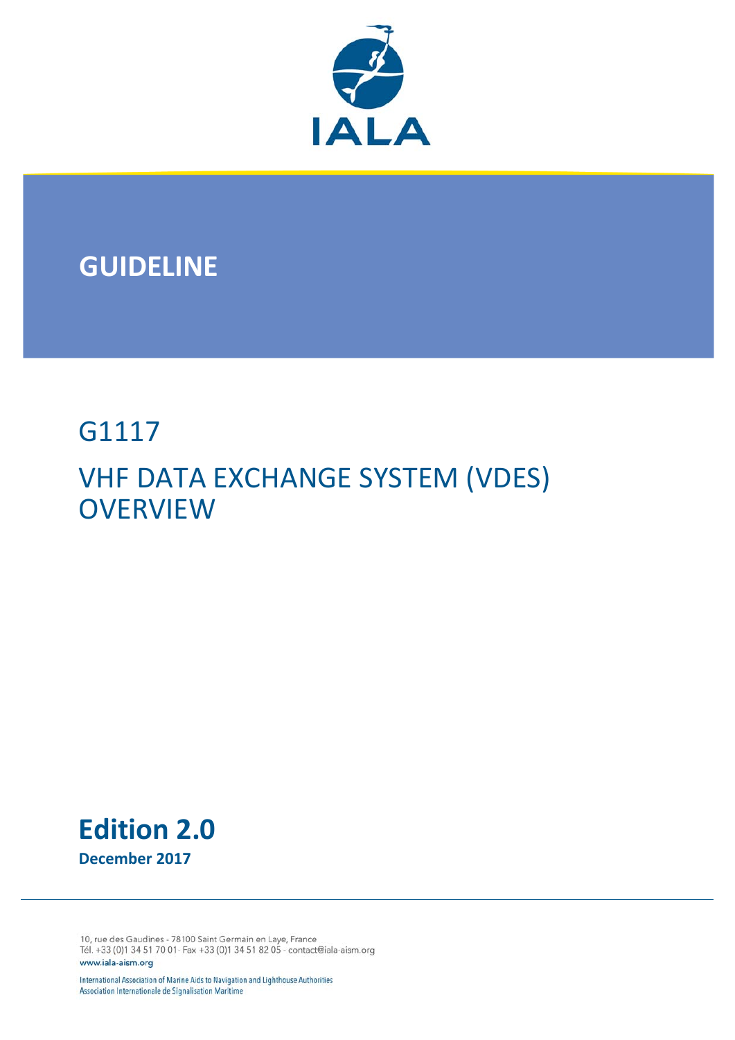IALA

# GUIDELINE

## G1117

## VHF DATA EXCHANGE SYSTEM (VDES) OVERVIEW

**Edition 2.0**

**December 2017**

10, rue des Gaudines - 78100 Saint Germain en Laye, France
Tél. +33 (0)1 34 51 70 01- Fax +33 (0)1 34 51 82 05 - contact@iala-aism.org
www.iala-aism.org

International Association of Marine Aids to Navigation and Lighthouse Authorities
Association Internationale de Signalisation Maritime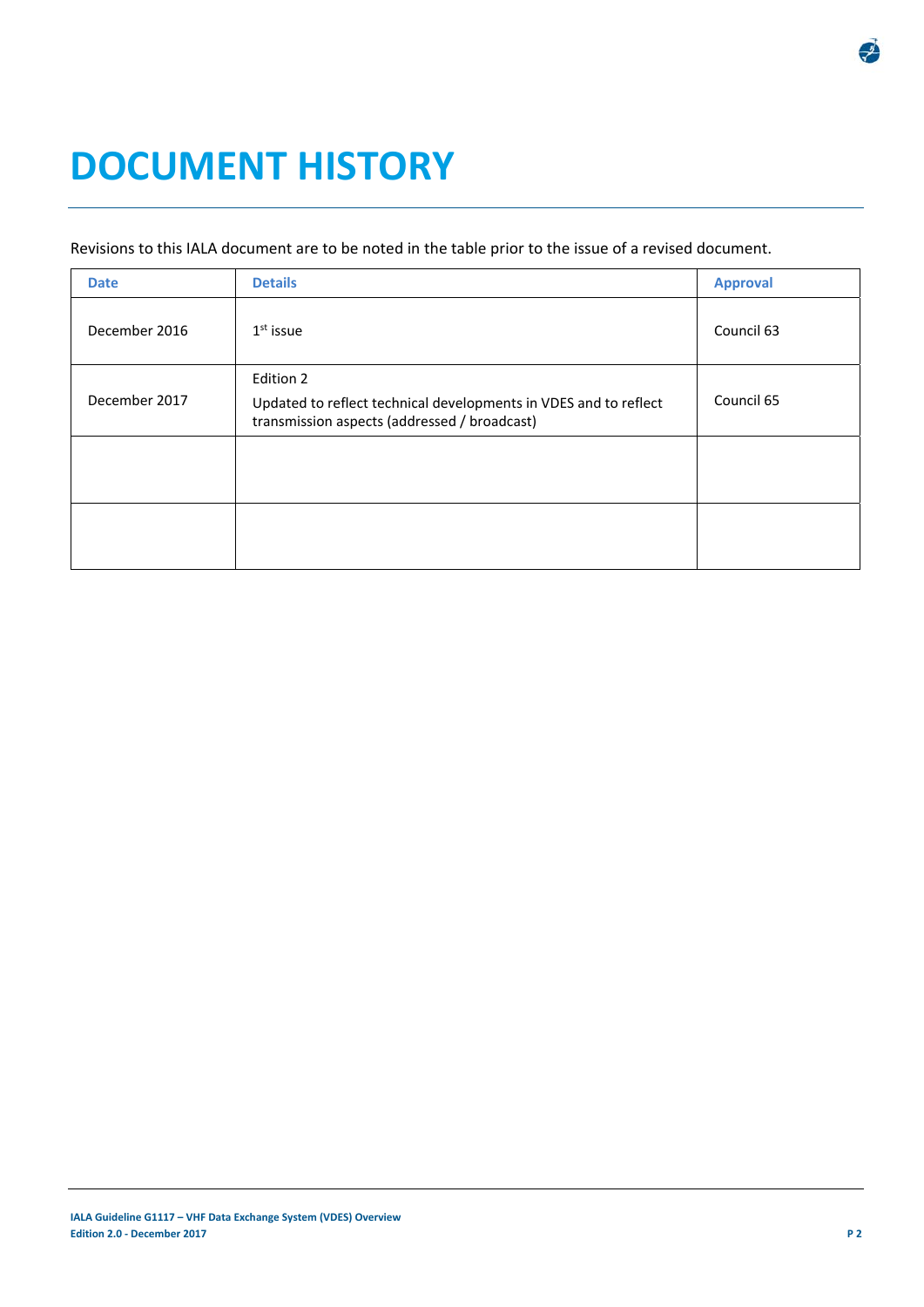# DOCUMENT HISTORY

Revisions to this IALA document are to be noted in the table prior to the issue of a revised document.

| Date | Details | Approval |
|---|---|---|
| December 2016 | 1st issue | Council 63 |
| December 2017 | Edition 2<br>Updated to reflect technical developments in VDES and to reflect transmission aspects (addressed / broadcast) | Council 65 |
| | | |
| | | |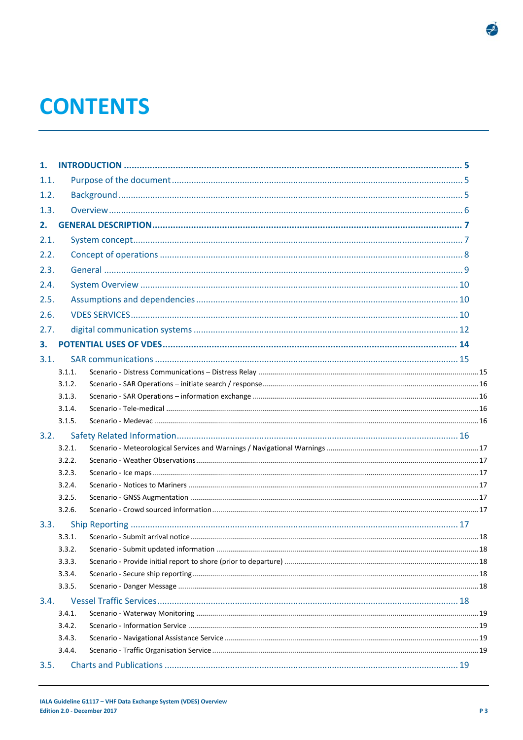# CONTENTS

1. INTRODUCTION ..... 5
   - 1.1. Purpose of the document ..... 5
   - 1.2. Background ..... 5
   - 1.3. Overview ..... 6
2. GENERAL DESCRIPTION ..... 7
   - 2.1. System concept ..... 7
   - 2.2. Concept of operations ..... 8
   - 2.3. General ..... 9
   - 2.4. System Overview ..... 10
   - 2.5. Assumptions and dependencies ..... 10
   - 2.6. VDES SERVICES ..... 10
   - 2.7. digital communication systems ..... 12
3. POTENTIAL USES OF VDES ..... 14
   - 3.1. SAR communications ..... 15
     - 3.1.1. Scenario - Distress Communications – Distress Relay ..... 15
     - 3.1.2. Scenario - SAR Operations – initiate search / response ..... 16
     - 3.1.3. Scenario - SAR Operations – information exchange ..... 16
     - 3.1.4. Scenario - Tele-medical ..... 16
     - 3.1.5. Scenario - Medevac ..... 16
   - 3.2. Safety Related Information ..... 16
     - 3.2.1. Scenario - Meteorological Services and Warnings / Navigational Warnings ..... 17
     - 3.2.2. Scenario - Weather Observations ..... 17
     - 3.2.3. Scenario - Ice maps ..... 17
     - 3.2.4. Scenario - Notices to Mariners ..... 17
     - 3.2.5. Scenario - GNSS Augmentation ..... 17
     - 3.2.6. Scenario - Crowd sourced information ..... 17
   - 3.3. Ship Reporting ..... 17
     - 3.3.1. Scenario - Submit arrival notice ..... 18
     - 3.3.2. Scenario - Submit updated information ..... 18
     - 3.3.3. Scenario - Provide initial report to shore (prior to departure) ..... 18
     - 3.3.4. Scenario - Secure ship reporting ..... 18
     - 3.3.5. Scenario - Danger Message ..... 18
   - 3.4. Vessel Traffic Services ..... 18
     - 3.4.1. Scenario - Waterway Monitoring ..... 19
     - 3.4.2. Scenario - Information Service ..... 19
     - 3.4.3. Scenario - Navigational Assistance Service ..... 19
     - 3.4.4. Scenario - Traffic Organisation Service ..... 19
   - 3.5. Charts and Publications ..... 19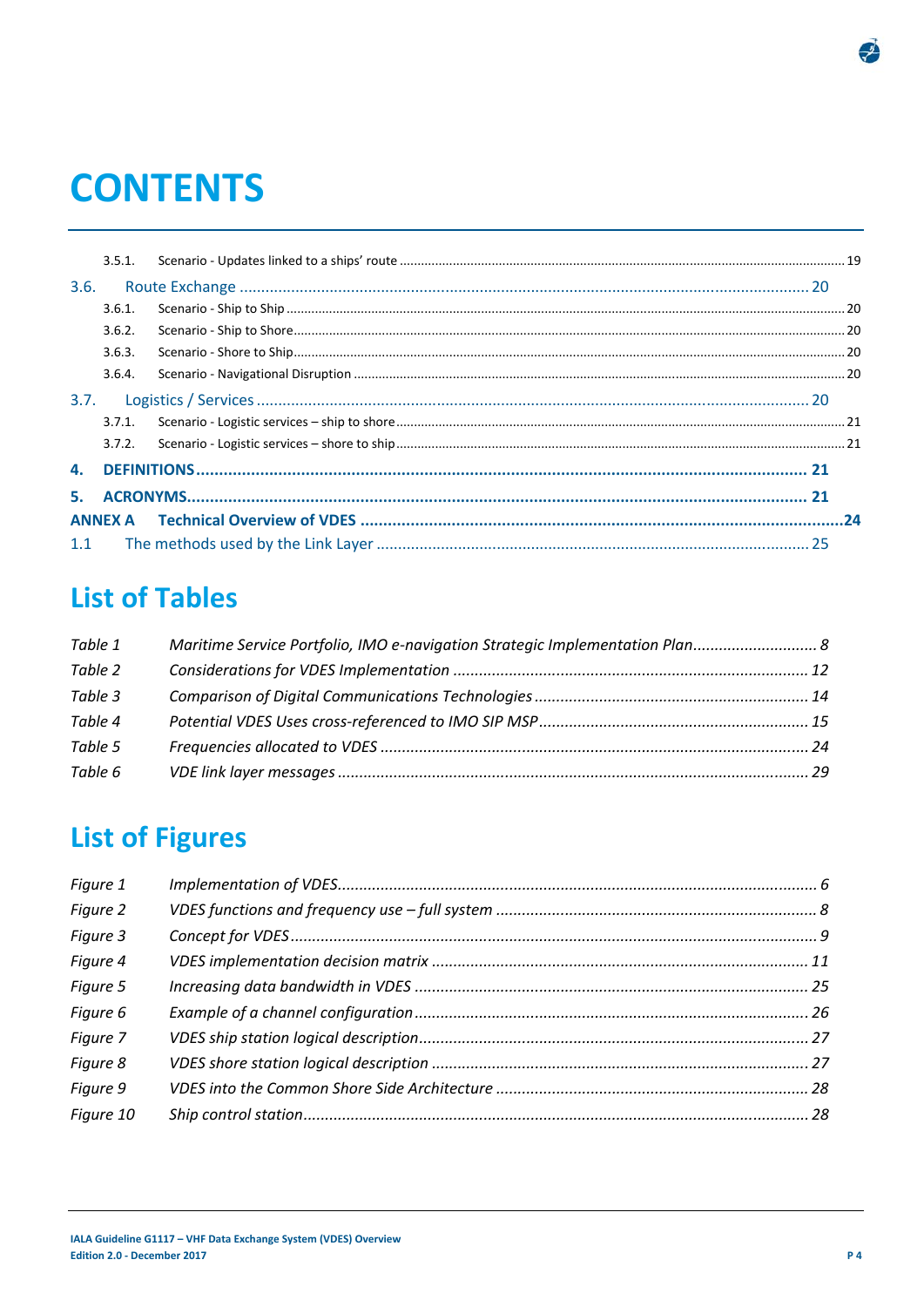# CONTENTS

3.5.1. Scenario - Updates linked to a ships' route ........ 19

3.6. Route Exchange ........ 20

3.6.1. Scenario - Ship to Ship ........ 20

3.6.2. Scenario - Ship to Shore ........ 20

3.6.3. Scenario - Shore to Ship ........ 20

3.6.4. Scenario - Navigational Disruption ........ 20

3.7. Logistics / Services ........ 20

3.7.1. Scenario - Logistic services – ship to shore ........ 21

3.7.2. Scenario - Logistic services – shore to ship ........ 21

**4. DEFINITIONS ........ 21**

**5. ACRONYMS ........ 21**

**ANNEX A Technical Overview of VDES ........ 24**

1.1 The methods used by the Link Layer ........ 25

## List of Tables

*Table 1 Maritime Service Portfolio, IMO e-navigation Strategic Implementation Plan ........ 8*

*Table 2 Considerations for VDES Implementation ........ 12*

*Table 3 Comparison of Digital Communications Technologies ........ 14*

*Table 4 Potential VDES Uses cross-referenced to IMO SIP MSP ........ 15*

*Table 5 Frequencies allocated to VDES ........ 24*

*Table 6 VDE link layer messages ........ 29*

## List of Figures

*Figure 1 Implementation of VDES ........ 6*

*Figure 2 VDES functions and frequency use – full system ........ 8*

*Figure 3 Concept for VDES ........ 9*

*Figure 4 VDES implementation decision matrix ........ 11*

*Figure 5 Increasing data bandwidth in VDES ........ 25*

*Figure 6 Example of a channel configuration ........ 26*

*Figure 7 VDES ship station logical description ........ 27*

*Figure 8 VDES shore station logical description ........ 27*

*Figure 9 VDES into the Common Shore Side Architecture ........ 28*

*Figure 10 Ship control station ........ 28*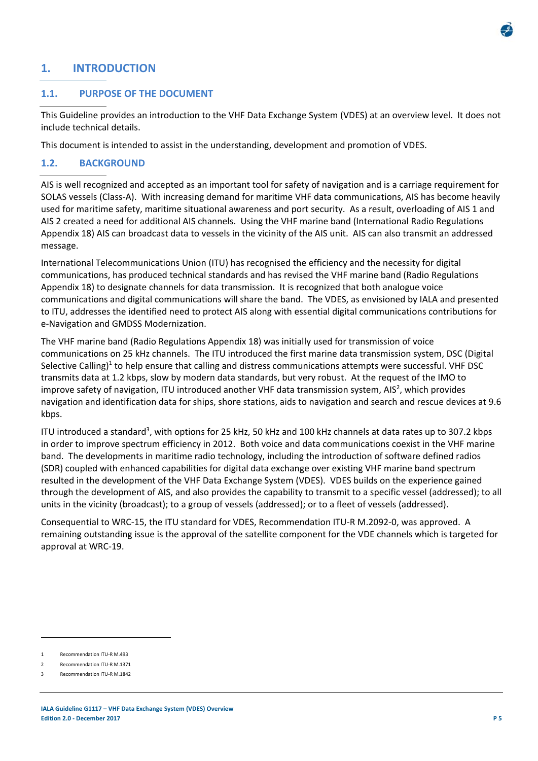# 1. INTRODUCTION

## 1.1. PURPOSE OF THE DOCUMENT

This Guideline provides an introduction to the VHF Data Exchange System (VDES) at an overview level. It does not include technical details.

This document is intended to assist in the understanding, development and promotion of VDES.

## 1.2. BACKGROUND

AIS is well recognized and accepted as an important tool for safety of navigation and is a carriage requirement for SOLAS vessels (Class-A). With increasing demand for maritime VHF data communications, AIS has become heavily used for maritime safety, maritime situational awareness and port security. As a result, overloading of AIS 1 and AIS 2 created a need for additional AIS channels. Using the VHF marine band (International Radio Regulations Appendix 18) AIS can broadcast data to vessels in the vicinity of the AIS unit. AIS can also transmit an addressed message.

International Telecommunications Union (ITU) has recognised the efficiency and the necessity for digital communications, has produced technical standards and has revised the VHF marine band (Radio Regulations Appendix 18) to designate channels for data transmission. It is recognized that both analogue voice communications and digital communications will share the band. The VDES, as envisioned by IALA and presented to ITU, addresses the identified need to protect AIS along with essential digital communications contributions for e-Navigation and GMDSS Modernization.

The VHF marine band (Radio Regulations Appendix 18) was initially used for transmission of voice communications on 25 kHz channels. The ITU introduced the first marine data transmission system, DSC (Digital Selective Calling)[1] to help ensure that calling and distress communications attempts were successful. VHF DSC transmits data at 1.2 kbps, slow by modern data standards, but very robust. At the request of the IMO to improve safety of navigation, ITU introduced another VHF data transmission system, AIS[2], which provides navigation and identification data for ships, shore stations, aids to navigation and search and rescue devices at 9.6 kbps.

ITU introduced a standard[3], with options for 25 kHz, 50 kHz and 100 kHz channels at data rates up to 307.2 kbps in order to improve spectrum efficiency in 2012. Both voice and data communications coexist in the VHF marine band. The developments in maritime radio technology, including the introduction of software defined radios (SDR) coupled with enhanced capabilities for digital data exchange over existing VHF marine band spectrum resulted in the development of the VHF Data Exchange System (VDES). VDES builds on the experience gained through the development of AIS, and also provides the capability to transmit to a specific vessel (addressed); to all units in the vicinity (broadcast); to a group of vessels (addressed); or to a fleet of vessels (addressed).

Consequential to WRC-15, the ITU standard for VDES, Recommendation ITU-R M.2092-0, was approved. A remaining outstanding issue is the approval of the satellite component for the VDE channels which is targeted for approval at WRC-19.

---

1 Recommendation ITU-R M.493

2 Recommendation ITU-R M.1371

3 Recommendation ITU-R M.1842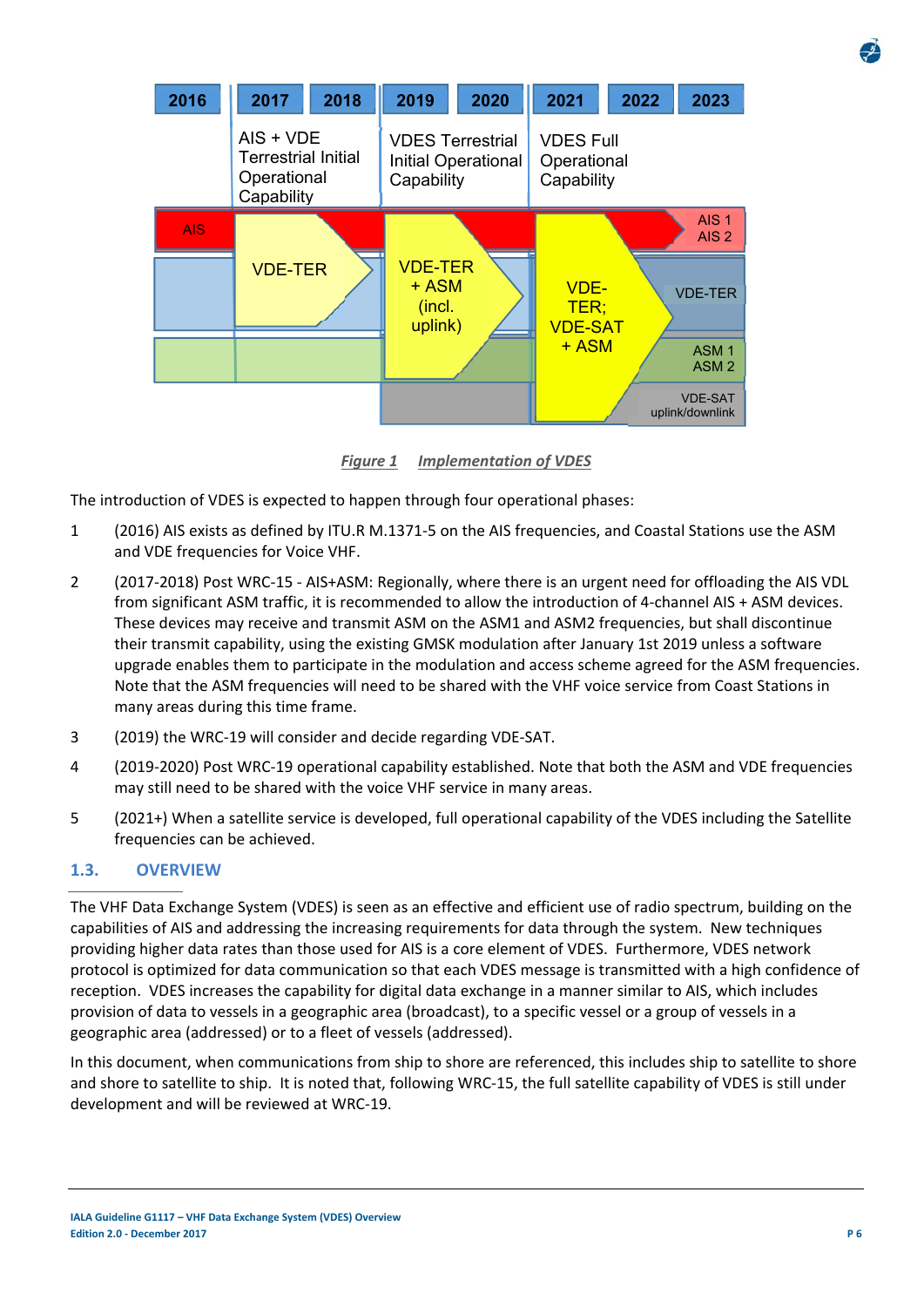| 2016 | 2017 | 2018 | 2019 | 2020 | 2021 | 2022 | 2023 |
|---|---|---|---|---|---|---|---|
| | AIS + VDE Terrestrial Initial Operational Capability | | VDES Terrestrial Initial Operational Capability | | VDES Full Operational Capability | | |
| AIS | | | | | | | AIS 1 AIS 2 |
| | VDE-TER | | VDE-TER + ASM (incl. uplink) | | VDE-TER; VDE-SAT + ASM | | VDE-TER |
| | | | | | | | ASM 1 ASM 2 |
| | | | | | | | VDE-SAT uplink/downlink |

*Figure 1 Implementation of VDES*

The introduction of VDES is expected to happen through four operational phases:

1. (2016) AIS exists as defined by ITU.R M.1371-5 on the AIS frequencies, and Coastal Stations use the ASM and VDE frequencies for Voice VHF.
2. (2017-2018) Post WRC-15 - AIS+ASM: Regionally, where there is an urgent need for offloading the AIS VDL from significant ASM traffic, it is recommended to allow the introduction of 4-channel AIS + ASM devices. These devices may receive and transmit ASM on the ASM1 and ASM2 frequencies, but shall discontinue their transmit capability, using the existing GMSK modulation after January 1st 2019 unless a software upgrade enables them to participate in the modulation and access scheme agreed for the ASM frequencies. Note that the ASM frequencies will need to be shared with the VHF voice service from Coast Stations in many areas during this time frame.
3. (2019) the WRC-19 will consider and decide regarding VDE-SAT.
4. (2019-2020) Post WRC-19 operational capability established. Note that both the ASM and VDE frequencies may still need to be shared with the voice VHF service in many areas.
5. (2021+) When a satellite service is developed, full operational capability of the VDES including the Satellite frequencies can be achieved.

## 1.3. OVERVIEW

The VHF Data Exchange System (VDES) is seen as an effective and efficient use of radio spectrum, building on the capabilities of AIS and addressing the increasing requirements for data through the system. New techniques providing higher data rates than those used for AIS is a core element of VDES. Furthermore, VDES network protocol is optimized for data communication so that each VDES message is transmitted with a high confidence of reception. VDES increases the capability for digital data exchange in a manner similar to AIS, which includes provision of data to vessels in a geographic area (broadcast), to a specific vessel or a group of vessels in a geographic area (addressed) or to a fleet of vessels (addressed).

In this document, when communications from ship to shore are referenced, this includes ship to satellite to shore and shore to satellite to ship. It is noted that, following WRC-15, the full satellite capability of VDES is still under development and will be reviewed at WRC-19.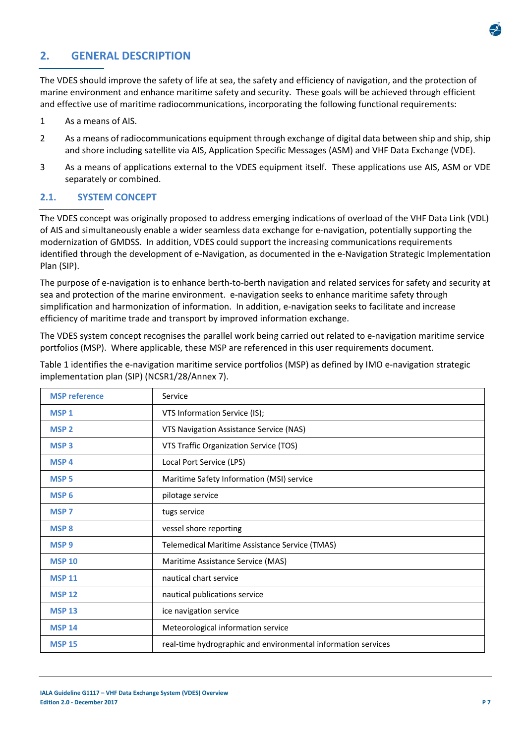## 2. GENERAL DESCRIPTION

The VDES should improve the safety of life at sea, the safety and efficiency of navigation, and the protection of marine environment and enhance maritime safety and security. These goals will be achieved through efficient and effective use of maritime radiocommunications, incorporating the following functional requirements:

1. As a means of AIS.
2. As a means of radiocommunications equipment through exchange of digital data between ship and ship, ship and shore including satellite via AIS, Application Specific Messages (ASM) and VHF Data Exchange (VDE).
3. As a means of applications external to the VDES equipment itself. These applications use AIS, ASM or VDE separately or combined.

### 2.1. SYSTEM CONCEPT

The VDES concept was originally proposed to address emerging indications of overload of the VHF Data Link (VDL) of AIS and simultaneously enable a wider seamless data exchange for e-navigation, potentially supporting the modernization of GMDSS. In addition, VDES could support the increasing communications requirements identified through the development of e-Navigation, as documented in the e-Navigation Strategic Implementation Plan (SIP).

The purpose of e-navigation is to enhance berth-to-berth navigation and related services for safety and security at sea and protection of the marine environment. e-navigation seeks to enhance maritime safety through simplification and harmonization of information. In addition, e-navigation seeks to facilitate and increase efficiency of maritime trade and transport by improved information exchange.

The VDES system concept recognises the parallel work being carried out related to e-navigation maritime service portfolios (MSP). Where applicable, these MSP are referenced in this user requirements document.

Table 1 identifies the e-navigation maritime service portfolios (MSP) as defined by IMO e-navigation strategic implementation plan (SIP) (NCSR1/28/Annex 7).

| MSP reference | Service |
|---|---|
| MSP 1 | VTS Information Service (IS); |
| MSP 2 | VTS Navigation Assistance Service (NAS) |
| MSP 3 | VTS Traffic Organization Service (TOS) |
| MSP 4 | Local Port Service (LPS) |
| MSP 5 | Maritime Safety Information (MSI) service |
| MSP 6 | pilotage service |
| MSP 7 | tugs service |
| MSP 8 | vessel shore reporting |
| MSP 9 | Telemedical Maritime Assistance Service (TMAS) |
| MSP 10 | Maritime Assistance Service (MAS) |
| MSP 11 | nautical chart service |
| MSP 12 | nautical publications service |
| MSP 13 | ice navigation service |
| MSP 14 | Meteorological information service |
| MSP 15 | real-time hydrographic and environmental information services |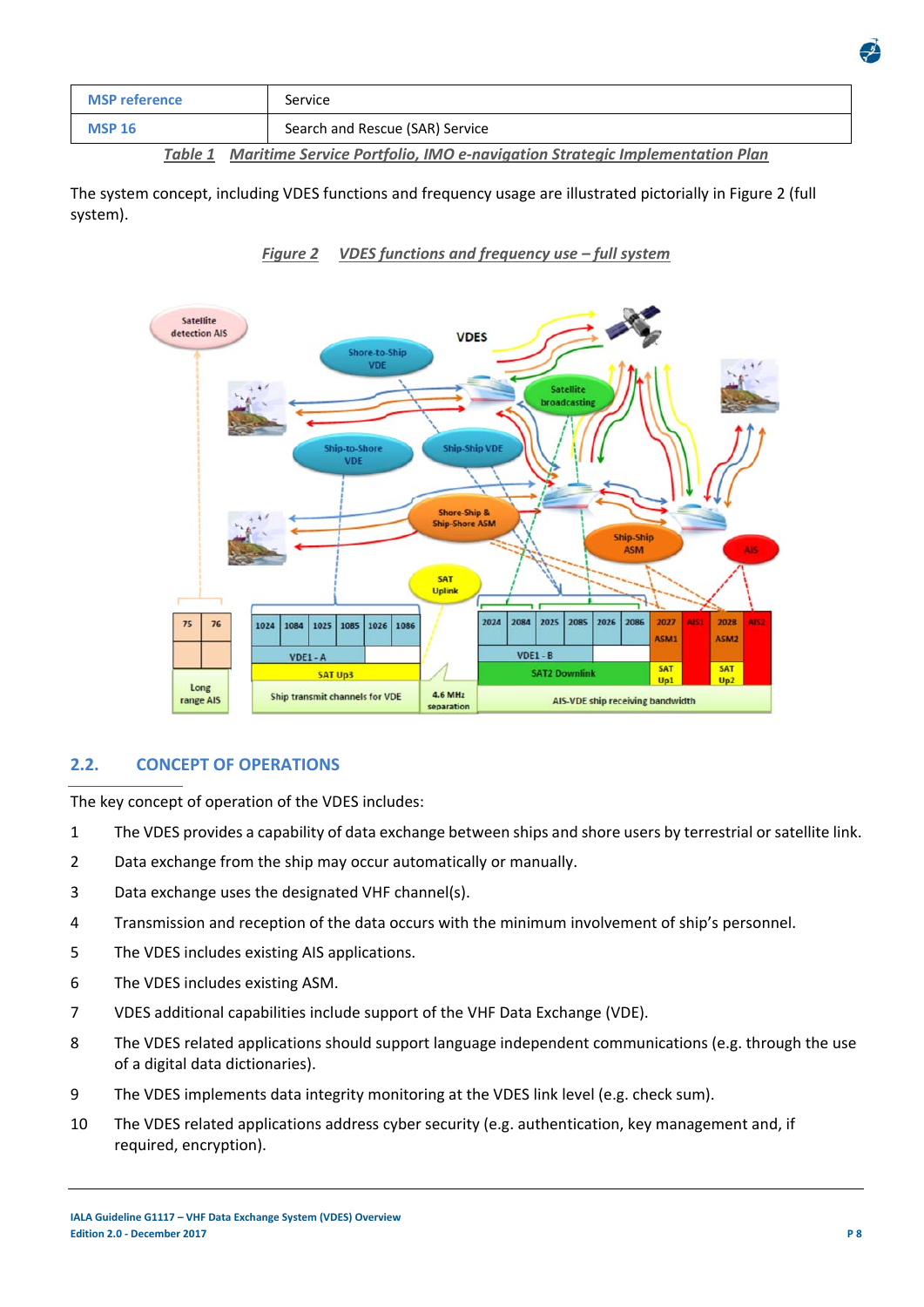| MSP reference | Service |
| --- | --- |
| MSP 16 | Search and Rescue (SAR) Service |

*Table 1 Maritime Service Portfolio, IMO e-navigation Strategic Implementation Plan*

The system concept, including VDES functions and frequency usage are illustrated pictorially in Figure 2 (full system).

*Figure 2 VDES functions and frequency use – full system*

## 2.2. CONCEPT OF OPERATIONS

The key concept of operation of the VDES includes:

1. The VDES provides a capability of data exchange between ships and shore users by terrestrial or satellite link.
2. Data exchange from the ship may occur automatically or manually.
3. Data exchange uses the designated VHF channel(s).
4. Transmission and reception of the data occurs with the minimum involvement of ship's personnel.
5. The VDES includes existing AIS applications.
6. The VDES includes existing ASM.
7. VDES additional capabilities include support of the VHF Data Exchange (VDE).
8. The VDES related applications should support language independent communications (e.g. through the use of a digital data dictionaries).
9. The VDES implements data integrity monitoring at the VDES link level (e.g. check sum).
10. The VDES related applications address cyber security (e.g. authentication, key management and, if required, encryption).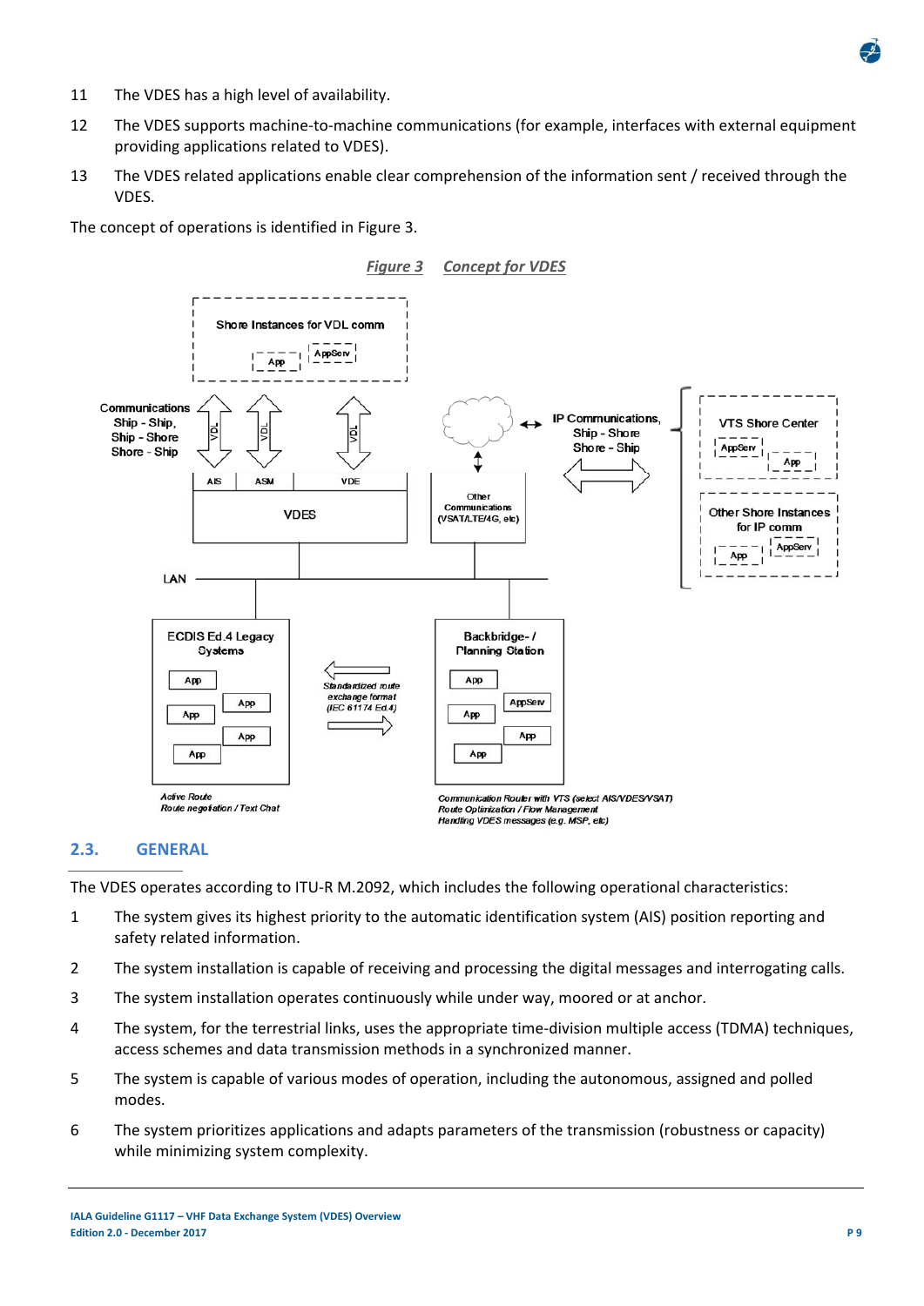11 The VDES has a high level of availability.

12 The VDES supports machine-to-machine communications (for example, interfaces with external equipment providing applications related to VDES).

13 The VDES related applications enable clear comprehension of the information sent / received through the VDES.

The concept of operations is identified in Figure 3.

*Figure 3 Concept for VDES*

## 2.3. GENERAL

The VDES operates according to ITU-R M.2092, which includes the following operational characteristics:

1 The system gives its highest priority to the automatic identification system (AIS) position reporting and safety related information.

2 The system installation is capable of receiving and processing the digital messages and interrogating calls.

3 The system installation operates continuously while under way, moored or at anchor.

4 The system, for the terrestrial links, uses the appropriate time-division multiple access (TDMA) techniques, access schemes and data transmission methods in a synchronized manner.

5 The system is capable of various modes of operation, including the autonomous, assigned and polled modes.

6 The system prioritizes applications and adapts parameters of the transmission (robustness or capacity) while minimizing system complexity.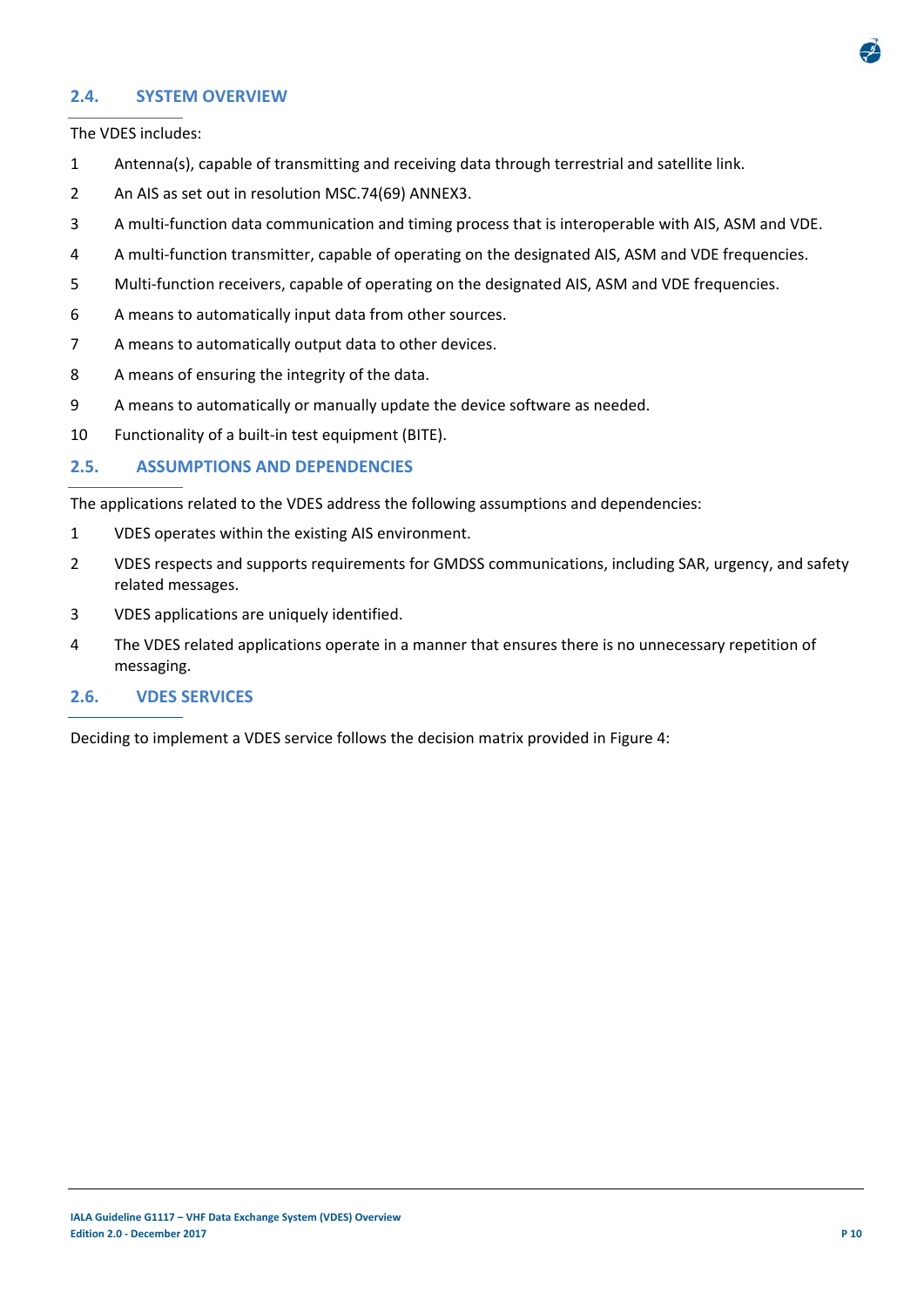## 2.4. SYSTEM OVERVIEW

The VDES includes:

1. Antenna(s), capable of transmitting and receiving data through terrestrial and satellite link.
2. An AIS as set out in resolution MSC.74(69) ANNEX3.
3. A multi-function data communication and timing process that is interoperable with AIS, ASM and VDE.
4. A multi-function transmitter, capable of operating on the designated AIS, ASM and VDE frequencies.
5. Multi-function receivers, capable of operating on the designated AIS, ASM and VDE frequencies.
6. A means to automatically input data from other sources.
7. A means to automatically output data to other devices.
8. A means of ensuring the integrity of the data.
9. A means to automatically or manually update the device software as needed.
10. Functionality of a built-in test equipment (BITE).

## 2.5. ASSUMPTIONS AND DEPENDENCIES

The applications related to the VDES address the following assumptions and dependencies:

1. VDES operates within the existing AIS environment.
2. VDES respects and supports requirements for GMDSS communications, including SAR, urgency, and safety related messages.
3. VDES applications are uniquely identified.
4. The VDES related applications operate in a manner that ensures there is no unnecessary repetition of messaging.

## 2.6. VDES SERVICES

Deciding to implement a VDES service follows the decision matrix provided in Figure 4: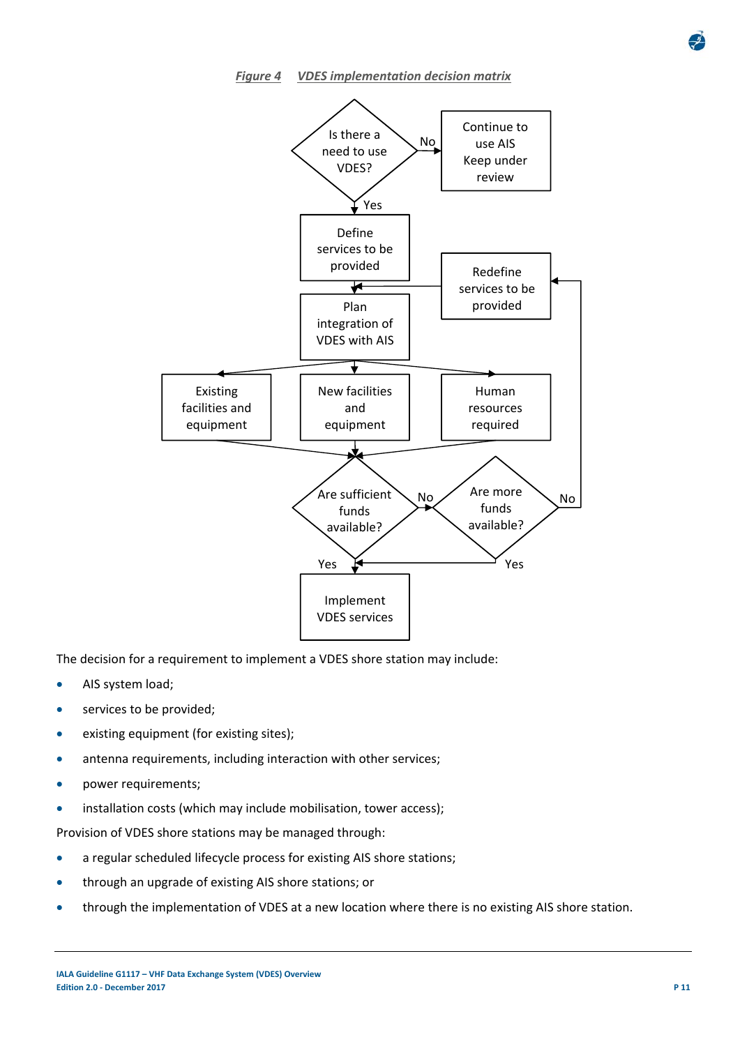*Figure 4 VDES implementation decision matrix*

The decision for a requirement to implement a VDES shore station may include:

- AIS system load;
- services to be provided;
- existing equipment (for existing sites);
- antenna requirements, including interaction with other services;
- power requirements;
- installation costs (which may include mobilisation, tower access);

Provision of VDES shore stations may be managed through:

- a regular scheduled lifecycle process for existing AIS shore stations;
- through an upgrade of existing AIS shore stations; or
- through the implementation of VDES at a new location where there is no existing AIS shore station.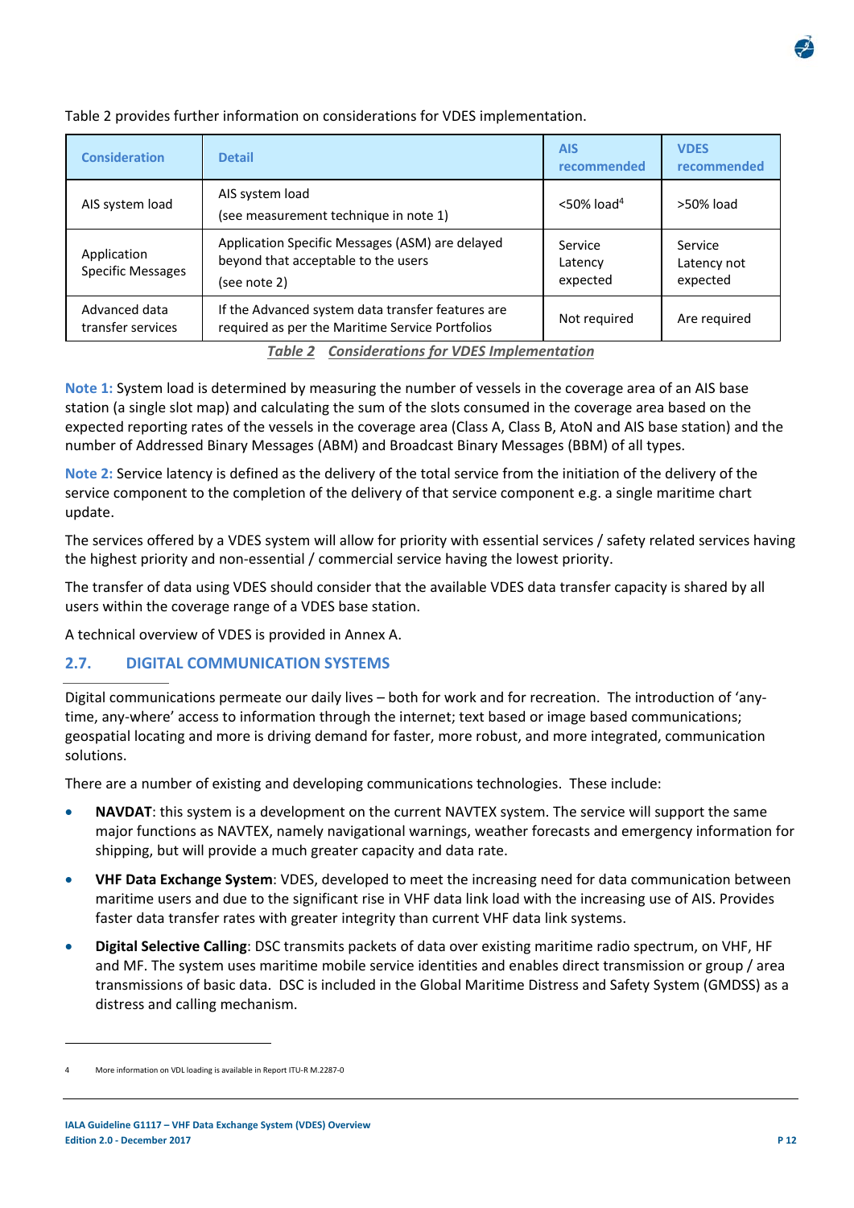Table 2 provides further information on considerations for VDES implementation.

| Consideration | Detail | AIS recommended | VDES recommended |
|---|---|---|---|
| AIS system load | AIS system load (see measurement technique in note 1) | <50% load[4] | >50% load |
| Application Specific Messages | Application Specific Messages (ASM) are delayed beyond that acceptable to the users (see note 2) | Service Latency expected | Service Latency not expected |
| Advanced data transfer services | If the Advanced system data transfer features are required as per the Maritime Service Portfolios | Not required | Are required |

*Table 2 Considerations for VDES Implementation*

**Note 1:** System load is determined by measuring the number of vessels in the coverage area of an AIS base station (a single slot map) and calculating the sum of the slots consumed in the coverage area based on the expected reporting rates of the vessels in the coverage area (Class A, Class B, AtoN and AIS base station) and the number of Addressed Binary Messages (ABM) and Broadcast Binary Messages (BBM) of all types.

**Note 2:** Service latency is defined as the delivery of the total service from the initiation of the delivery of the service component to the completion of the delivery of that service component e.g. a single maritime chart update.

The services offered by a VDES system will allow for priority with essential services / safety related services having the highest priority and non-essential / commercial service having the lowest priority.

The transfer of data using VDES should consider that the available VDES data transfer capacity is shared by all users within the coverage range of a VDES base station.

A technical overview of VDES is provided in Annex A.

## 2.7. DIGITAL COMMUNICATION SYSTEMS

Digital communications permeate our daily lives – both for work and for recreation. The introduction of 'any-time, any-where' access to information through the internet; text based or image based communications; geospatial locating and more is driving demand for faster, more robust, and more integrated, communication solutions.

There are a number of existing and developing communications technologies. These include:

- **NAVDAT**: this system is a development on the current NAVTEX system. The service will support the same major functions as NAVTEX, namely navigational warnings, weather forecasts and emergency information for shipping, but will provide a much greater capacity and data rate.
- **VHF Data Exchange System**: VDES, developed to meet the increasing need for data communication between maritime users and due to the significant rise in VHF data link load with the increasing use of AIS. Provides faster data transfer rates with greater integrity than current VHF data link systems.
- **Digital Selective Calling**: DSC transmits packets of data over existing maritime radio spectrum, on VHF, HF and MF. The system uses maritime mobile service identities and enables direct transmission or group / area transmissions of basic data. DSC is included in the Global Maritime Distress and Safety System (GMDSS) as a distress and calling mechanism.

---

[4] More information on VDL loading is available in Report ITU-R M.2287-0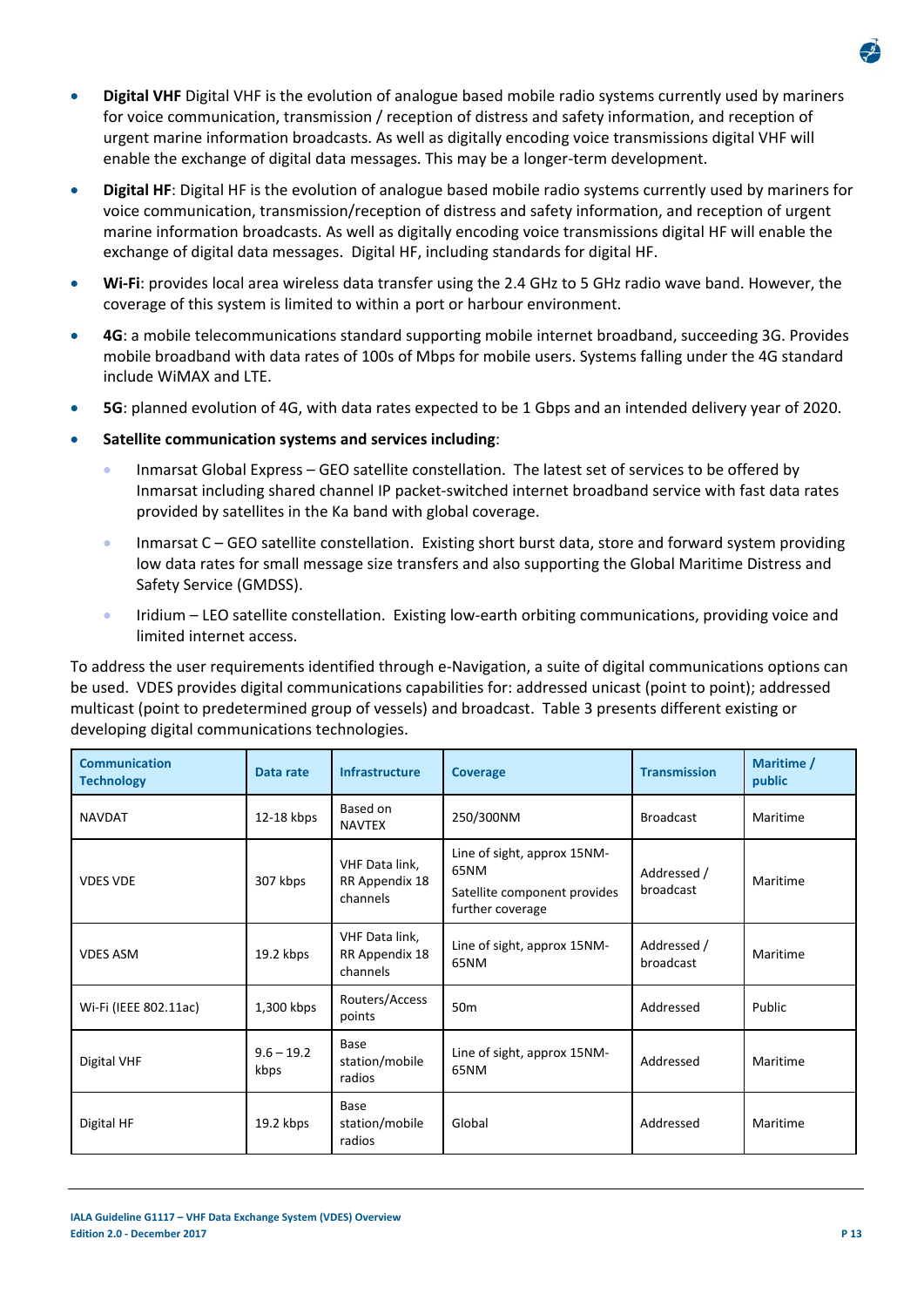- **Digital VHF** Digital VHF is the evolution of analogue based mobile radio systems currently used by mariners for voice communication, transmission / reception of distress and safety information, and reception of urgent marine information broadcasts. As well as digitally encoding voice transmissions digital VHF will enable the exchange of digital data messages. This may be a longer-term development.
- **Digital HF**: Digital HF is the evolution of analogue based mobile radio systems currently used by mariners for voice communication, transmission/reception of distress and safety information, and reception of urgent marine information broadcasts. As well as digitally encoding voice transmissions digital HF will enable the exchange of digital data messages. Digital HF, including standards for digital HF.
- **Wi-Fi**: provides local area wireless data transfer using the 2.4 GHz to 5 GHz radio wave band. However, the coverage of this system is limited to within a port or harbour environment.
- **4G**: a mobile telecommunications standard supporting mobile internet broadband, succeeding 3G. Provides mobile broadband with data rates of 100s of Mbps for mobile users. Systems falling under the 4G standard include WiMAX and LTE.
- **5G**: planned evolution of 4G, with data rates expected to be 1 Gbps and an intended delivery year of 2020.
- **Satellite communication systems and services including**:
  - Inmarsat Global Express – GEO satellite constellation. The latest set of services to be offered by Inmarsat including shared channel IP packet-switched internet broadband service with fast data rates provided by satellites in the Ka band with global coverage.
  - Inmarsat C – GEO satellite constellation. Existing short burst data, store and forward system providing low data rates for small message size transfers and also supporting the Global Maritime Distress and Safety Service (GMDSS).
  - Iridium – LEO satellite constellation. Existing low-earth orbiting communications, providing voice and limited internet access.

To address the user requirements identified through e-Navigation, a suite of digital communications options can be used. VDES provides digital communications capabilities for: addressed unicast (point to point); addressed multicast (point to predetermined group of vessels) and broadcast. Table 3 presents different existing or developing digital communications technologies.

| Communication Technology | Data rate | Infrastructure | Coverage | Transmission | Maritime / public |
|---|---|---|---|---|---|
| NAVDAT | 12-18 kbps | Based on NAVTEX | 250/300NM | Broadcast | Maritime |
| VDES VDE | 307 kbps | VHF Data link, RR Appendix 18 channels | Line of sight, approx 15NM-65NM<br>Satellite component provides further coverage | Addressed / broadcast | Maritime |
| VDES ASM | 19.2 kbps | VHF Data link, RR Appendix 18 channels | Line of sight, approx 15NM-65NM | Addressed / broadcast | Maritime |
| Wi-Fi (IEEE 802.11ac) | 1,300 kbps | Routers/Access points | 50m | Addressed | Public |
| Digital VHF | 9.6 – 19.2 kbps | Base station/mobile radios | Line of sight, approx 15NM-65NM | Addressed | Maritime |
| Digital HF | 19.2 kbps | Base station/mobile radios | Global | Addressed | Maritime |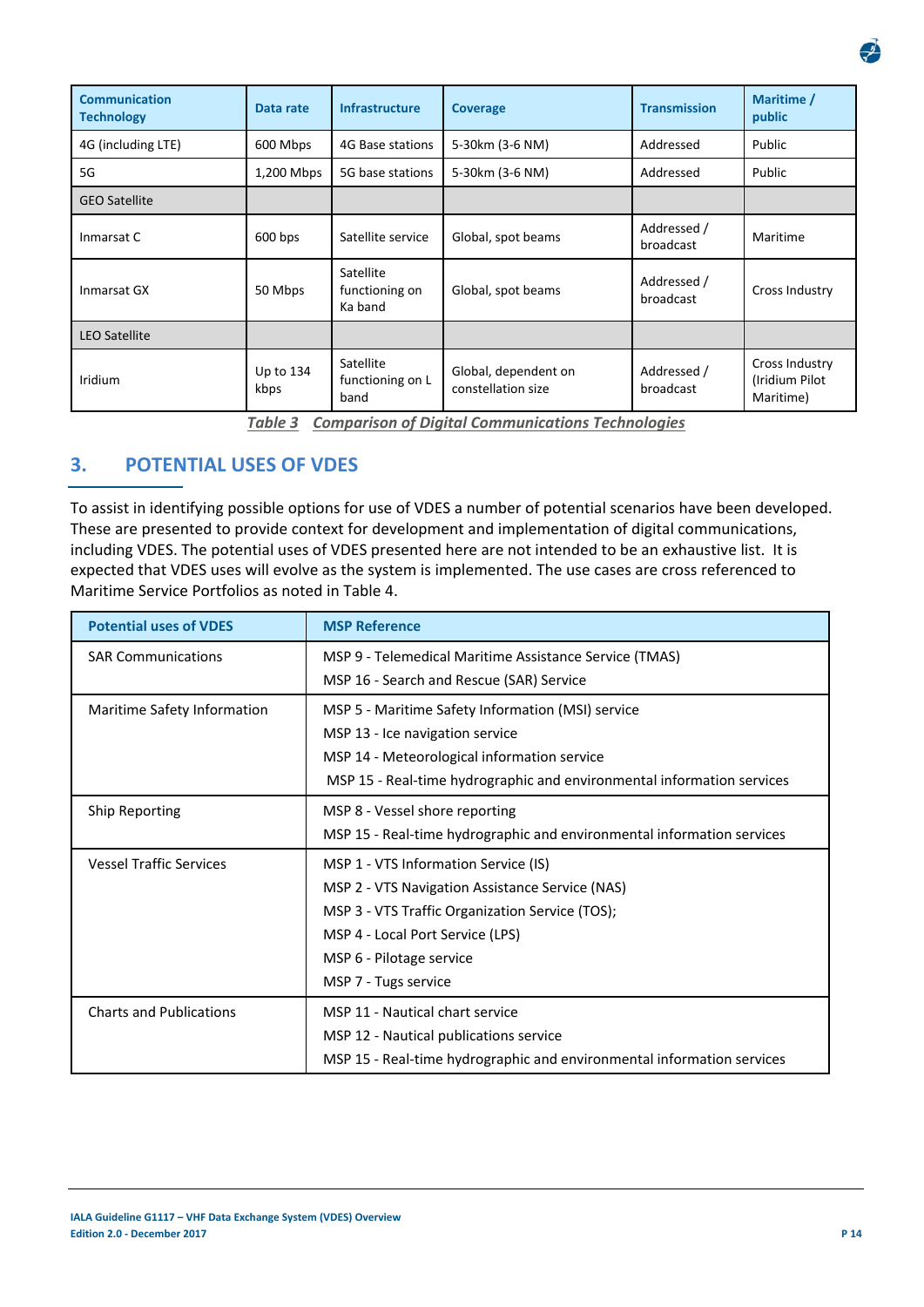| Communication Technology | Data rate | Infrastructure | Coverage | Transmission | Maritime / public |
|---|---|---|---|---|---|
| 4G (including LTE) | 600 Mbps | 4G Base stations | 5-30km (3-6 NM) | Addressed | Public |
| 5G | 1,200 Mbps | 5G base stations | 5-30km (3-6 NM) | Addressed | Public |
| GEO Satellite | | | | | |
| Inmarsat C | 600 bps | Satellite service | Global, spot beams | Addressed / broadcast | Maritime |
| Inmarsat GX | 50 Mbps | Satellite functioning on Ka band | Global, spot beams | Addressed / broadcast | Cross Industry |
| LEO Satellite | | | | | |
| Iridium | Up to 134 kbps | Satellite functioning on L band | Global, dependent on constellation size | Addressed / broadcast | Cross Industry (Iridium Pilot Maritime) |

*Table 3 Comparison of Digital Communications Technologies*

# 3. POTENTIAL USES OF VDES

To assist in identifying possible options for use of VDES a number of potential scenarios have been developed. These are presented to provide context for development and implementation of digital communications, including VDES. The potential uses of VDES presented here are not intended to be an exhaustive list. It is expected that VDES uses will evolve as the system is implemented. The use cases are cross referenced to Maritime Service Portfolios as noted in Table 4.

| Potential uses of VDES | MSP Reference |
|---|---|
| SAR Communications | MSP 9 - Telemedical Maritime Assistance Service (TMAS)<br>MSP 16 - Search and Rescue (SAR) Service |
| Maritime Safety Information | MSP 5 - Maritime Safety Information (MSI) service<br>MSP 13 - Ice navigation service<br>MSP 14 - Meteorological information service<br>MSP 15 - Real-time hydrographic and environmental information services |
| Ship Reporting | MSP 8 - Vessel shore reporting<br>MSP 15 - Real-time hydrographic and environmental information services |
| Vessel Traffic Services | MSP 1 - VTS Information Service (IS)<br>MSP 2 - VTS Navigation Assistance Service (NAS)<br>MSP 3 - VTS Traffic Organization Service (TOS);<br>MSP 4 - Local Port Service (LPS)<br>MSP 6 - Pilotage service<br>MSP 7 - Tugs service |
| Charts and Publications | MSP 11 - Nautical chart service<br>MSP 12 - Nautical publications service<br>MSP 15 - Real-time hydrographic and environmental information services |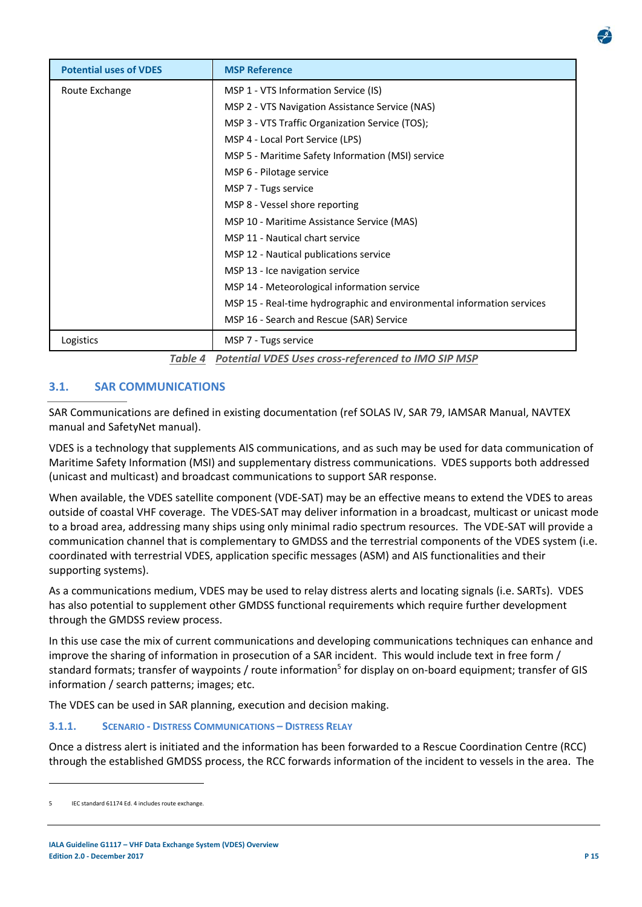| Potential uses of VDES | MSP Reference |
|---|---|
| Route Exchange | MSP 1 - VTS Information Service (IS)<br>MSP 2 - VTS Navigation Assistance Service (NAS)<br>MSP 3 - VTS Traffic Organization Service (TOS);<br>MSP 4 - Local Port Service (LPS)<br>MSP 5 - Maritime Safety Information (MSI) service<br>MSP 6 - Pilotage service<br>MSP 7 - Tugs service<br>MSP 8 - Vessel shore reporting<br>MSP 10 - Maritime Assistance Service (MAS)<br>MSP 11 - Nautical chart service<br>MSP 12 - Nautical publications service<br>MSP 13 - Ice navigation service<br>MSP 14 - Meteorological information service<br>MSP 15 - Real-time hydrographic and environmental information services<br>MSP 16 - Search and Rescue (SAR) Service |
| Logistics | MSP 7 - Tugs service |

*Table 4 Potential VDES Uses cross-referenced to IMO SIP MSP*

## 3.1. SAR COMMUNICATIONS

SAR Communications are defined in existing documentation (ref SOLAS IV, SAR 79, IAMSAR Manual, NAVTEX manual and SafetyNet manual).

VDES is a technology that supplements AIS communications, and as such may be used for data communication of Maritime Safety Information (MSI) and supplementary distress communications. VDES supports both addressed (unicast and multicast) and broadcast communications to support SAR response.

When available, the VDES satellite component (VDE-SAT) may be an effective means to extend the VDES to areas outside of coastal VHF coverage. The VDES-SAT may deliver information in a broadcast, multicast or unicast mode to a broad area, addressing many ships using only minimal radio spectrum resources. The VDE-SAT will provide a communication channel that is complementary to GMDSS and the terrestrial components of the VDES system (i.e. coordinated with terrestrial VDES, application specific messages (ASM) and AIS functionalities and their supporting systems).

As a communications medium, VDES may be used to relay distress alerts and locating signals (i.e. SARTs). VDES has also potential to supplement other GMDSS functional requirements which require further development through the GMDSS review process.

In this use case the mix of current communications and developing communications techniques can enhance and improve the sharing of information in prosecution of a SAR incident. This would include text in free form / standard formats; transfer of waypoints / route information[5] for display on on-board equipment; transfer of GIS information / search patterns; images; etc.

The VDES can be used in SAR planning, execution and decision making.

### 3.1.1. SCENARIO - DISTRESS COMMUNICATIONS – DISTRESS RELAY

Once a distress alert is initiated and the information has been forwarded to a Rescue Coordination Centre (RCC) through the established GMDSS process, the RCC forwards information of the incident to vessels in the area. The

---

5 IEC standard 61174 Ed. 4 includes route exchange.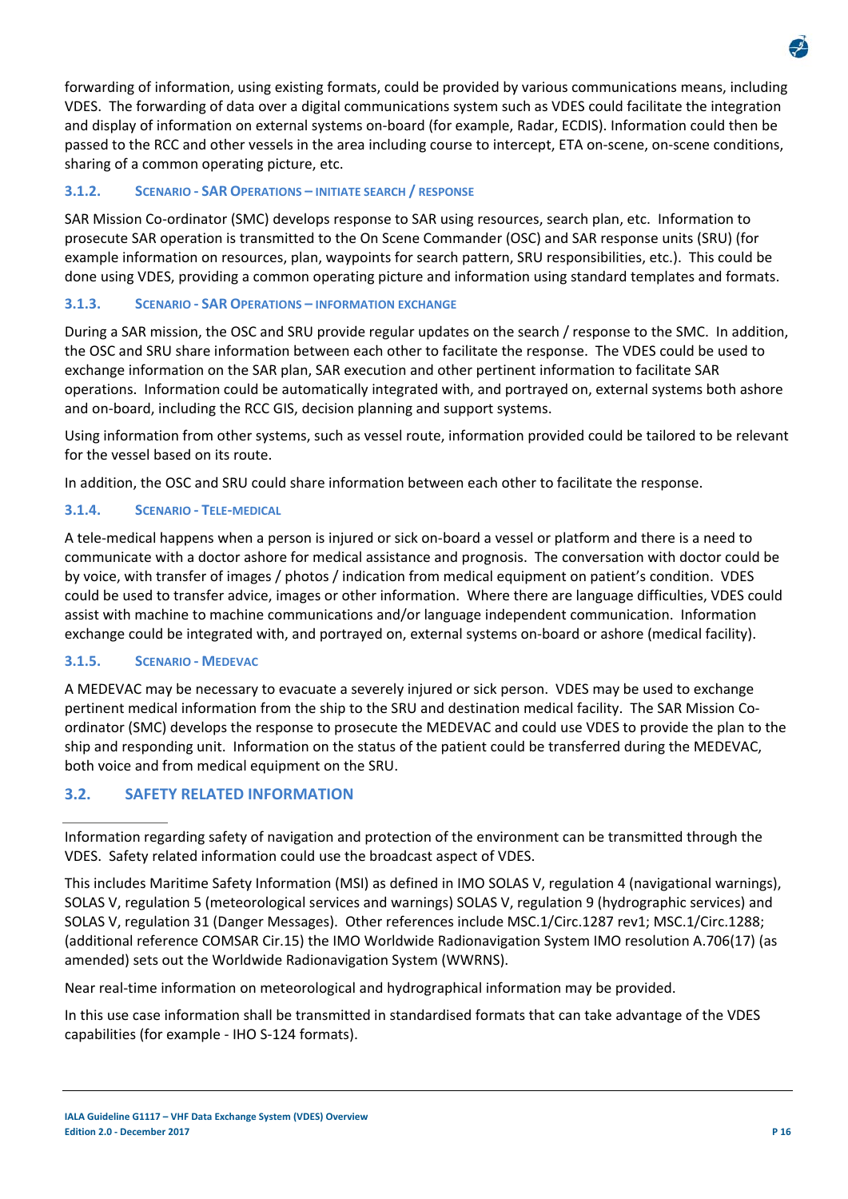forwarding of information, using existing formats, could be provided by various communications means, including VDES. The forwarding of data over a digital communications system such as VDES could facilitate the integration and display of information on external systems on-board (for example, Radar, ECDIS). Information could then be passed to the RCC and other vessels in the area including course to intercept, ETA on-scene, on-scene conditions, sharing of a common operating picture, etc.

### 3.1.2. Scenario - SAR Operations – Initiate Search / Response

SAR Mission Co-ordinator (SMC) develops response to SAR using resources, search plan, etc. Information to prosecute SAR operation is transmitted to the On Scene Commander (OSC) and SAR response units (SRU) (for example information on resources, plan, waypoints for search pattern, SRU responsibilities, etc.). This could be done using VDES, providing a common operating picture and information using standard templates and formats.

### 3.1.3. Scenario - SAR Operations – Information Exchange

During a SAR mission, the OSC and SRU provide regular updates on the search / response to the SMC. In addition, the OSC and SRU share information between each other to facilitate the response. The VDES could be used to exchange information on the SAR plan, SAR execution and other pertinent information to facilitate SAR operations. Information could be automatically integrated with, and portrayed on, external systems both ashore and on-board, including the RCC GIS, decision planning and support systems.

Using information from other systems, such as vessel route, information provided could be tailored to be relevant for the vessel based on its route.

In addition, the OSC and SRU could share information between each other to facilitate the response.

### 3.1.4. Scenario - Tele-medical

A tele-medical happens when a person is injured or sick on-board a vessel or platform and there is a need to communicate with a doctor ashore for medical assistance and prognosis. The conversation with doctor could be by voice, with transfer of images / photos / indication from medical equipment on patient's condition. VDES could be used to transfer advice, images or other information. Where there are language difficulties, VDES could assist with machine to machine communications and/or language independent communication. Information exchange could be integrated with, and portrayed on, external systems on-board or ashore (medical facility).

### 3.1.5. Scenario - MEDEVAC

A MEDEVAC may be necessary to evacuate a severely injured or sick person. VDES may be used to exchange pertinent medical information from the ship to the SRU and destination medical facility. The SAR Mission Co-ordinator (SMC) develops the response to prosecute the MEDEVAC and could use VDES to provide the plan to the ship and responding unit. Information on the status of the patient could be transferred during the MEDEVAC, both voice and from medical equipment on the SRU.

## 3.2. SAFETY RELATED INFORMATION

Information regarding safety of navigation and protection of the environment can be transmitted through the VDES. Safety related information could use the broadcast aspect of VDES.

This includes Maritime Safety Information (MSI) as defined in IMO SOLAS V, regulation 4 (navigational warnings), SOLAS V, regulation 5 (meteorological services and warnings) SOLAS V, regulation 9 (hydrographic services) and SOLAS V, regulation 31 (Danger Messages). Other references include MSC.1/Circ.1287 rev1; MSC.1/Circ.1288; (additional reference COMSAR Cir.15) the IMO Worldwide Radionavigation System IMO resolution A.706(17) (as amended) sets out the Worldwide Radionavigation System (WWRNS).

Near real-time information on meteorological and hydrographical information may be provided.

In this use case information shall be transmitted in standardised formats that can take advantage of the VDES capabilities (for example - IHO S-124 formats).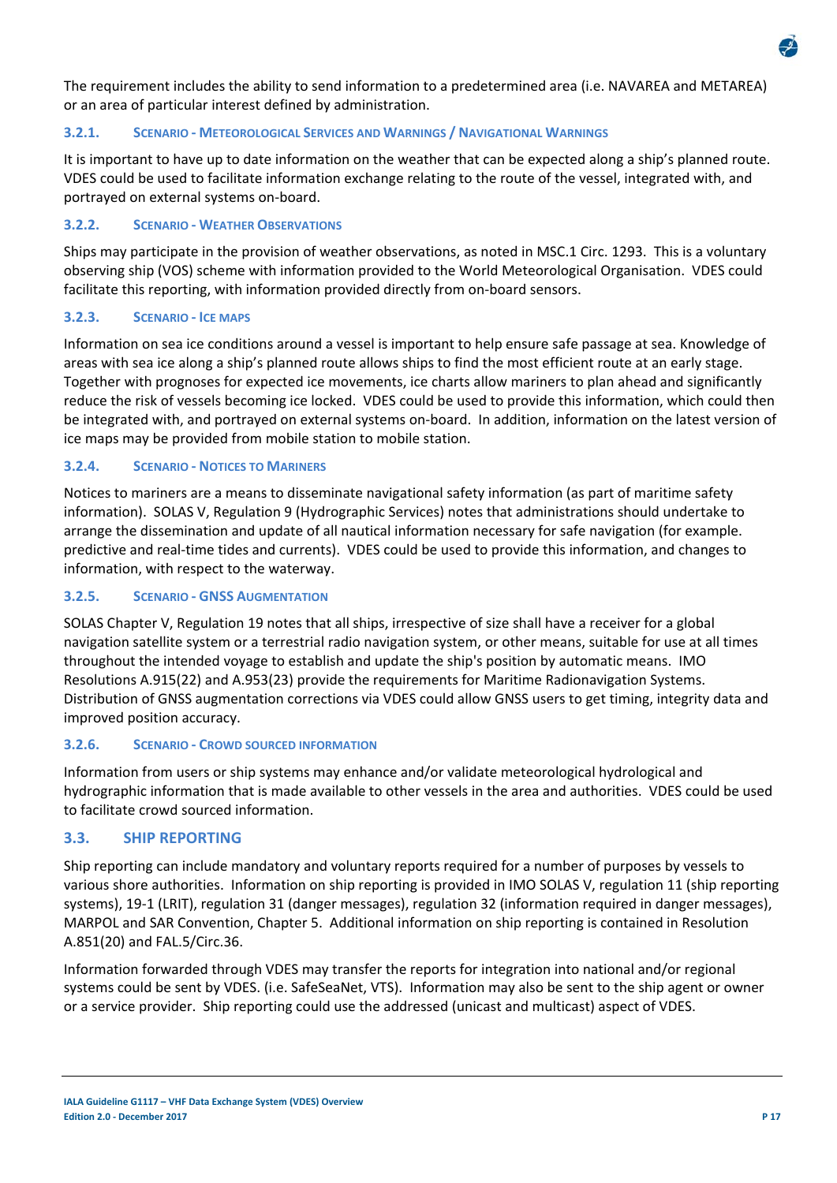The requirement includes the ability to send information to a predetermined area (i.e. NAVAREA and METAREA) or an area of particular interest defined by administration.

### 3.2.1. Scenario - Meteorological Services and Warnings / Navigational Warnings

It is important to have up to date information on the weather that can be expected along a ship's planned route. VDES could be used to facilitate information exchange relating to the route of the vessel, integrated with, and portrayed on external systems on-board.

### 3.2.2. Scenario - Weather Observations

Ships may participate in the provision of weather observations, as noted in MSC.1 Circ. 1293. This is a voluntary observing ship (VOS) scheme with information provided to the World Meteorological Organisation. VDES could facilitate this reporting, with information provided directly from on-board sensors.

### 3.2.3. Scenario - Ice maps

Information on sea ice conditions around a vessel is important to help ensure safe passage at sea. Knowledge of areas with sea ice along a ship's planned route allows ships to find the most efficient route at an early stage. Together with prognoses for expected ice movements, ice charts allow mariners to plan ahead and significantly reduce the risk of vessels becoming ice locked. VDES could be used to provide this information, which could then be integrated with, and portrayed on external systems on-board. In addition, information on the latest version of ice maps may be provided from mobile station to mobile station.

### 3.2.4. Scenario - Notices to Mariners

Notices to mariners are a means to disseminate navigational safety information (as part of maritime safety information). SOLAS V, Regulation 9 (Hydrographic Services) notes that administrations should undertake to arrange the dissemination and update of all nautical information necessary for safe navigation (for example. predictive and real-time tides and currents). VDES could be used to provide this information, and changes to information, with respect to the waterway.

### 3.2.5. Scenario - GNSS Augmentation

SOLAS Chapter V, Regulation 19 notes that all ships, irrespective of size shall have a receiver for a global navigation satellite system or a terrestrial radio navigation system, or other means, suitable for use at all times throughout the intended voyage to establish and update the ship's position by automatic means. IMO Resolutions A.915(22) and A.953(23) provide the requirements for Maritime Radionavigation Systems. Distribution of GNSS augmentation corrections via VDES could allow GNSS users to get timing, integrity data and improved position accuracy.

### 3.2.6. Scenario - Crowd sourced information

Information from users or ship systems may enhance and/or validate meteorological hydrological and hydrographic information that is made available to other vessels in the area and authorities. VDES could be used to facilitate crowd sourced information.

## 3.3. SHIP REPORTING

Ship reporting can include mandatory and voluntary reports required for a number of purposes by vessels to various shore authorities. Information on ship reporting is provided in IMO SOLAS V, regulation 11 (ship reporting systems), 19-1 (LRIT), regulation 31 (danger messages), regulation 32 (information required in danger messages), MARPOL and SAR Convention, Chapter 5. Additional information on ship reporting is contained in Resolution A.851(20) and FAL.5/Circ.36.

Information forwarded through VDES may transfer the reports for integration into national and/or regional systems could be sent by VDES. (i.e. SafeSeaNet, VTS). Information may also be sent to the ship agent or owner or a service provider. Ship reporting could use the addressed (unicast and multicast) aspect of VDES.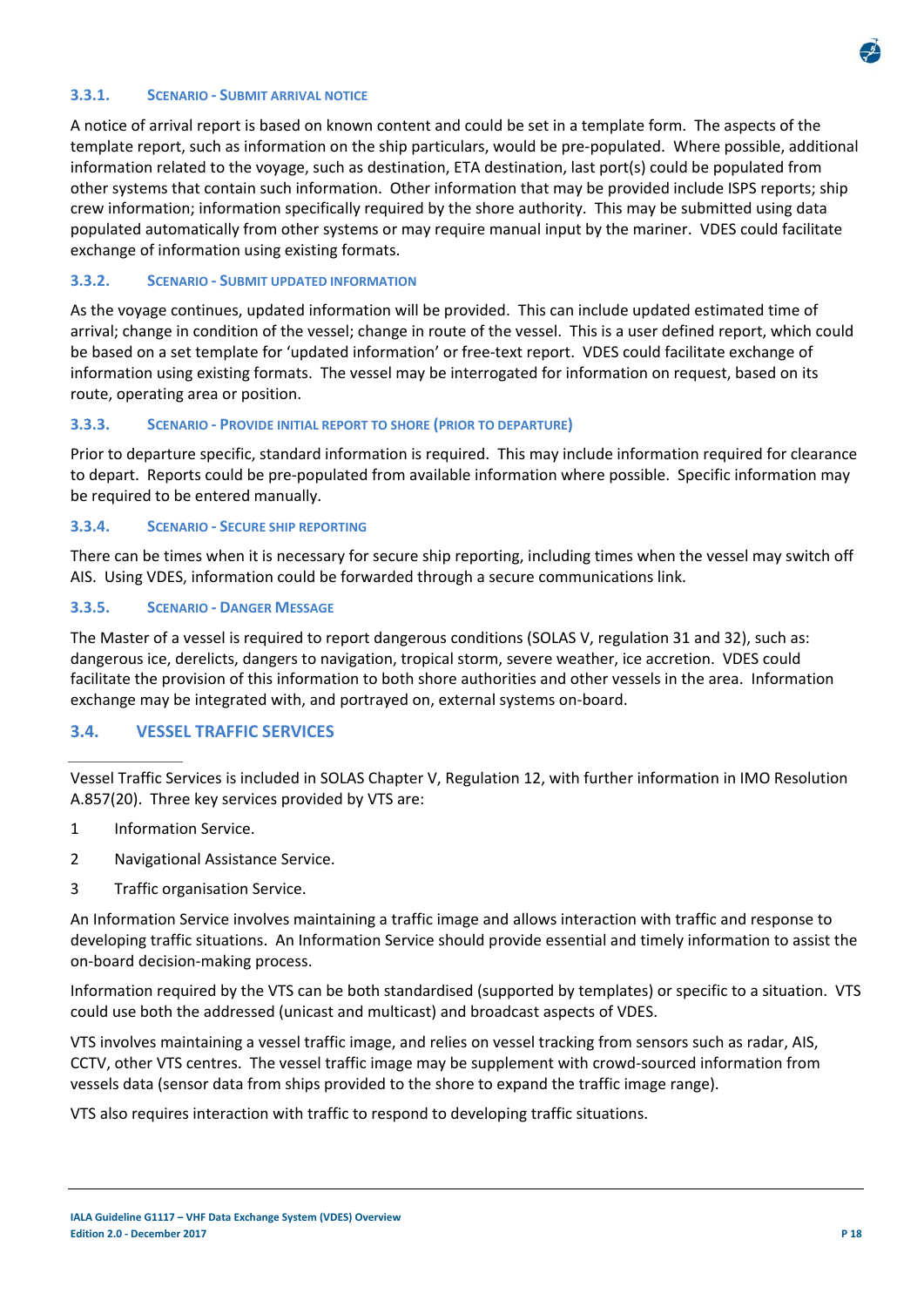### 3.3.1. Scenario - Submit arrival notice

A notice of arrival report is based on known content and could be set in a template form. The aspects of the template report, such as information on the ship particulars, would be pre-populated. Where possible, additional information related to the voyage, such as destination, ETA destination, last port(s) could be populated from other systems that contain such information. Other information that may be provided include ISPS reports; ship crew information; information specifically required by the shore authority. This may be submitted using data populated automatically from other systems or may require manual input by the mariner. VDES could facilitate exchange of information using existing formats.

### 3.3.2. Scenario - Submit updated information

As the voyage continues, updated information will be provided. This can include updated estimated time of arrival; change in condition of the vessel; change in route of the vessel. This is a user defined report, which could be based on a set template for 'updated information' or free-text report. VDES could facilitate exchange of information using existing formats. The vessel may be interrogated for information on request, based on its route, operating area or position.

### 3.3.3. Scenario - Provide initial report to shore (prior to departure)

Prior to departure specific, standard information is required. This may include information required for clearance to depart. Reports could be pre-populated from available information where possible. Specific information may be required to be entered manually.

### 3.3.4. Scenario - Secure ship reporting

There can be times when it is necessary for secure ship reporting, including times when the vessel may switch off AIS. Using VDES, information could be forwarded through a secure communications link.

### 3.3.5. Scenario - Danger Message

The Master of a vessel is required to report dangerous conditions (SOLAS V, regulation 31 and 32), such as: dangerous ice, derelicts, dangers to navigation, tropical storm, severe weather, ice accretion. VDES could facilitate the provision of this information to both shore authorities and other vessels in the area. Information exchange may be integrated with, and portrayed on, external systems on-board.

## 3.4. VESSEL TRAFFIC SERVICES

Vessel Traffic Services is included in SOLAS Chapter V, Regulation 12, with further information in IMO Resolution A.857(20). Three key services provided by VTS are:

1 Information Service.

2 Navigational Assistance Service.

3 Traffic organisation Service.

An Information Service involves maintaining a traffic image and allows interaction with traffic and response to developing traffic situations. An Information Service should provide essential and timely information to assist the on-board decision-making process.

Information required by the VTS can be both standardised (supported by templates) or specific to a situation. VTS could use both the addressed (unicast and multicast) and broadcast aspects of VDES.

VTS involves maintaining a vessel traffic image, and relies on vessel tracking from sensors such as radar, AIS, CCTV, other VTS centres. The vessel traffic image may be supplement with crowd-sourced information from vessels data (sensor data from ships provided to the shore to expand the traffic image range).

VTS also requires interaction with traffic to respond to developing traffic situations.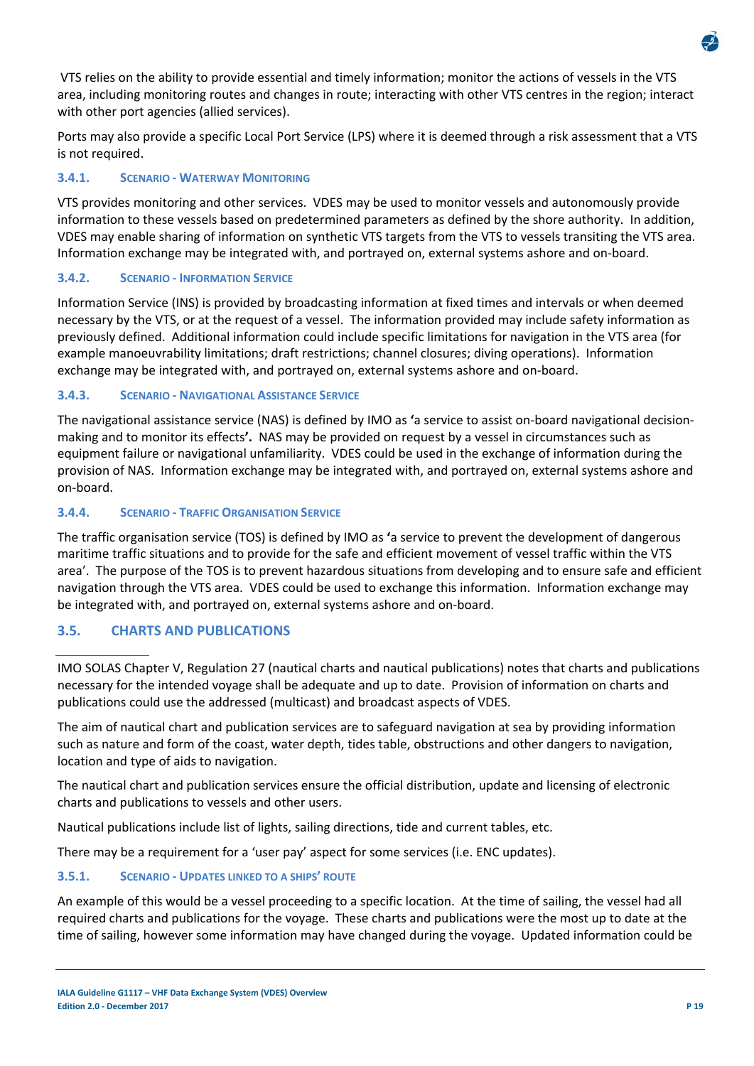VTS relies on the ability to provide essential and timely information; monitor the actions of vessels in the VTS area, including monitoring routes and changes in route; interacting with other VTS centres in the region; interact with other port agencies (allied services).

Ports may also provide a specific Local Port Service (LPS) where it is deemed through a risk assessment that a VTS is not required.

#### 3.4.1. Scenario - Waterway Monitoring

VTS provides monitoring and other services. VDES may be used to monitor vessels and autonomously provide information to these vessels based on predetermined parameters as defined by the shore authority. In addition, VDES may enable sharing of information on synthetic VTS targets from the VTS to vessels transiting the VTS area. Information exchange may be integrated with, and portrayed on, external systems ashore and on-board.

#### 3.4.2. Scenario - Information Service

Information Service (INS) is provided by broadcasting information at fixed times and intervals or when deemed necessary by the VTS, or at the request of a vessel. The information provided may include safety information as previously defined. Additional information could include specific limitations for navigation in the VTS area (for example manoeuvrability limitations; draft restrictions; channel closures; diving operations). Information exchange may be integrated with, and portrayed on, external systems ashore and on-board.

#### 3.4.3. Scenario - Navigational Assistance Service

The navigational assistance service (NAS) is defined by IMO as **'**a service to assist on-board navigational decision-making and to monitor its effects**'.** NAS may be provided on request by a vessel in circumstances such as equipment failure or navigational unfamiliarity. VDES could be used in the exchange of information during the provision of NAS. Information exchange may be integrated with, and portrayed on, external systems ashore and on-board.

#### 3.4.4. Scenario - Traffic Organisation Service

The traffic organisation service (TOS) is defined by IMO as **'**a service to prevent the development of dangerous maritime traffic situations and to provide for the safe and efficient movement of vessel traffic within the VTS area'. The purpose of the TOS is to prevent hazardous situations from developing and to ensure safe and efficient navigation through the VTS area. VDES could be used to exchange this information. Information exchange may be integrated with, and portrayed on, external systems ashore and on-board.

### 3.5. CHARTS AND PUBLICATIONS

IMO SOLAS Chapter V, Regulation 27 (nautical charts and nautical publications) notes that charts and publications necessary for the intended voyage shall be adequate and up to date. Provision of information on charts and publications could use the addressed (multicast) and broadcast aspects of VDES.

The aim of nautical chart and publication services are to safeguard navigation at sea by providing information such as nature and form of the coast, water depth, tides table, obstructions and other dangers to navigation, location and type of aids to navigation.

The nautical chart and publication services ensure the official distribution, update and licensing of electronic charts and publications to vessels and other users.

Nautical publications include list of lights, sailing directions, tide and current tables, etc.

There may be a requirement for a 'user pay' aspect for some services (i.e. ENC updates).

#### 3.5.1. Scenario - Updates linked to a ships' route

An example of this would be a vessel proceeding to a specific location. At the time of sailing, the vessel had all required charts and publications for the voyage. These charts and publications were the most up to date at the time of sailing, however some information may have changed during the voyage. Updated information could be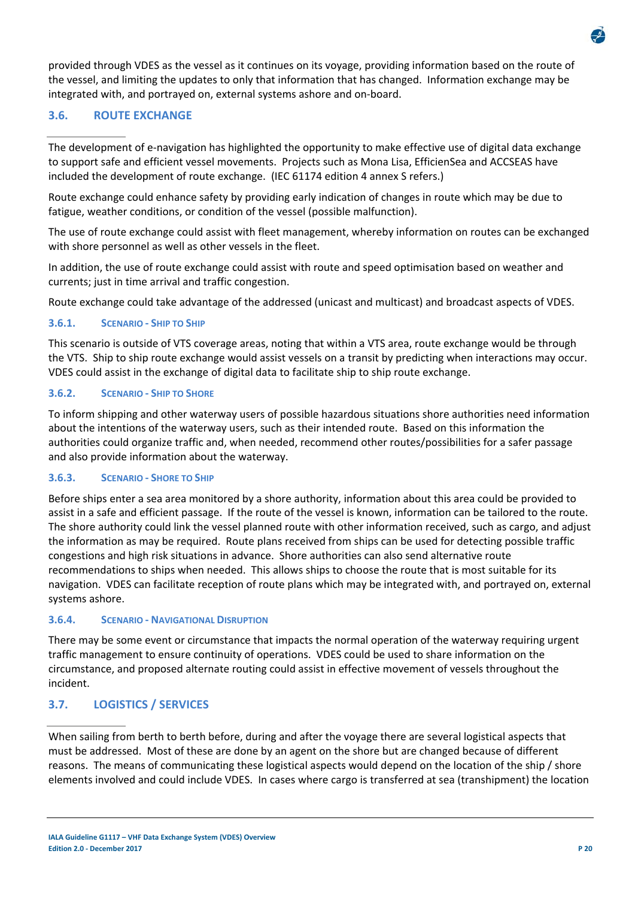provided through VDES as the vessel as it continues on its voyage, providing information based on the route of the vessel, and limiting the updates to only that information that has changed. Information exchange may be integrated with, and portrayed on, external systems ashore and on-board.

## 3.6. ROUTE EXCHANGE

The development of e-navigation has highlighted the opportunity to make effective use of digital data exchange to support safe and efficient vessel movements. Projects such as Mona Lisa, EfficienSea and ACCSEAS have included the development of route exchange. (IEC 61174 edition 4 annex S refers.)

Route exchange could enhance safety by providing early indication of changes in route which may be due to fatigue, weather conditions, or condition of the vessel (possible malfunction).

The use of route exchange could assist with fleet management, whereby information on routes can be exchanged with shore personnel as well as other vessels in the fleet.

In addition, the use of route exchange could assist with route and speed optimisation based on weather and currents; just in time arrival and traffic congestion.

Route exchange could take advantage of the addressed (unicast and multicast) and broadcast aspects of VDES.

### 3.6.1. Scenario - Ship to Ship

This scenario is outside of VTS coverage areas, noting that within a VTS area, route exchange would be through the VTS. Ship to ship route exchange would assist vessels on a transit by predicting when interactions may occur. VDES could assist in the exchange of digital data to facilitate ship to ship route exchange.

### 3.6.2. Scenario - Ship to Shore

To inform shipping and other waterway users of possible hazardous situations shore authorities need information about the intentions of the waterway users, such as their intended route. Based on this information the authorities could organize traffic and, when needed, recommend other routes/possibilities for a safer passage and also provide information about the waterway.

### 3.6.3. Scenario - Shore to Ship

Before ships enter a sea area monitored by a shore authority, information about this area could be provided to assist in a safe and efficient passage. If the route of the vessel is known, information can be tailored to the route. The shore authority could link the vessel planned route with other information received, such as cargo, and adjust the information as may be required. Route plans received from ships can be used for detecting possible traffic congestions and high risk situations in advance. Shore authorities can also send alternative route recommendations to ships when needed. This allows ships to choose the route that is most suitable for its navigation. VDES can facilitate reception of route plans which may be integrated with, and portrayed on, external systems ashore.

### 3.6.4. Scenario - Navigational Disruption

There may be some event or circumstance that impacts the normal operation of the waterway requiring urgent traffic management to ensure continuity of operations. VDES could be used to share information on the circumstance, and proposed alternate routing could assist in effective movement of vessels throughout the incident.

## 3.7. LOGISTICS / SERVICES

When sailing from berth to berth before, during and after the voyage there are several logistical aspects that must be addressed. Most of these are done by an agent on the shore but are changed because of different reasons. The means of communicating these logistical aspects would depend on the location of the ship / shore elements involved and could include VDES. In cases where cargo is transferred at sea (transhipment) the location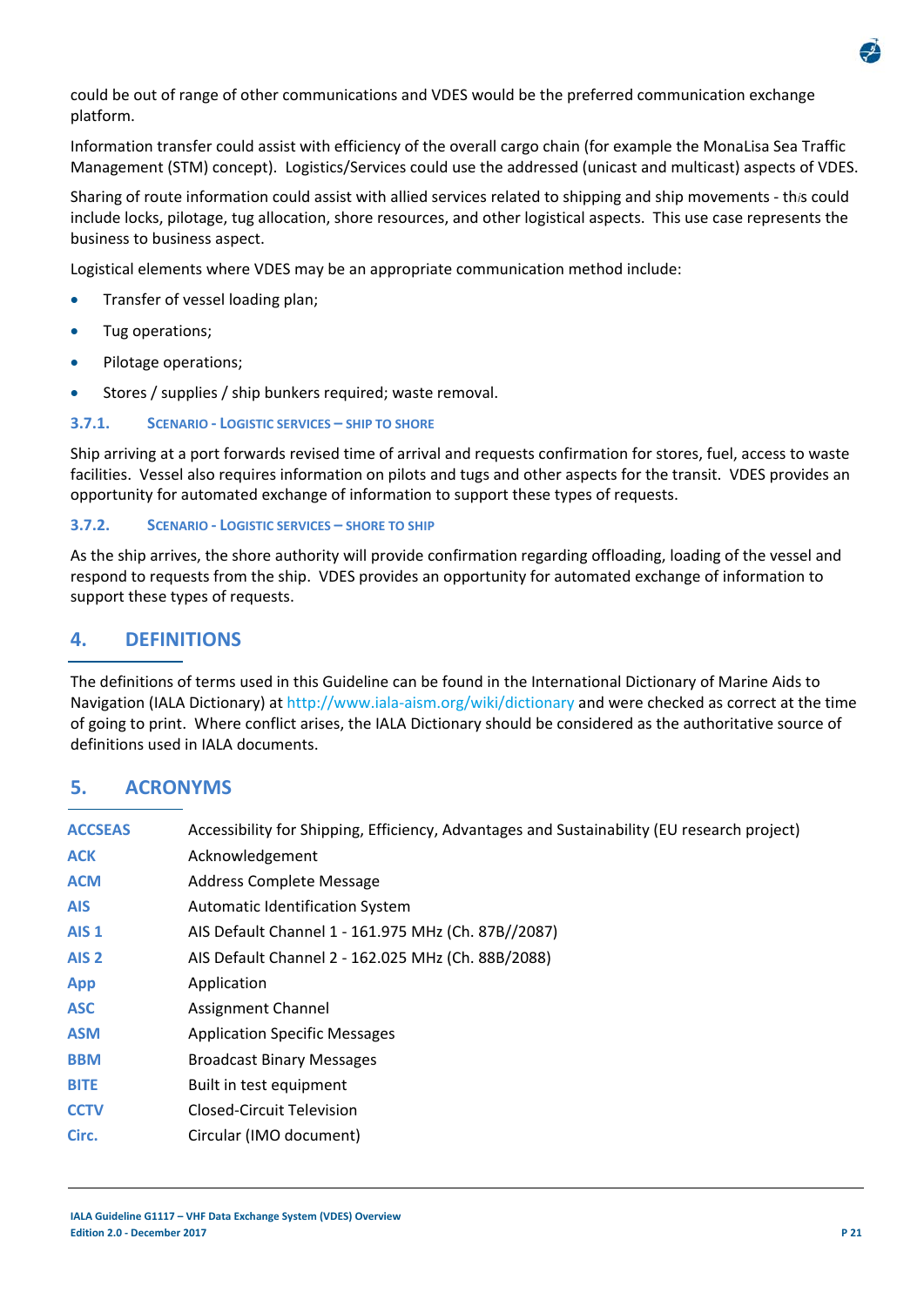could be out of range of other communications and VDES would be the preferred communication exchange platform.

Information transfer could assist with efficiency of the overall cargo chain (for example the MonaLisa Sea Traffic Management (STM) concept). Logistics/Services could use the addressed (unicast and multicast) aspects of VDES.

Sharing of route information could assist with allied services related to shipping and ship movements - this could include locks, pilotage, tug allocation, shore resources, and other logistical aspects. This use case represents the business to business aspect.

Logistical elements where VDES may be an appropriate communication method include:

- Transfer of vessel loading plan;
- Tug operations;
- Pilotage operations;
- Stores / supplies / ship bunkers required; waste removal.

### 3.7.1. SCENARIO - LOGISTIC SERVICES – SHIP TO SHORE

Ship arriving at a port forwards revised time of arrival and requests confirmation for stores, fuel, access to waste facilities. Vessel also requires information on pilots and tugs and other aspects for the transit. VDES provides an opportunity for automated exchange of information to support these types of requests.

### 3.7.2. SCENARIO - LOGISTIC SERVICES – SHORE TO SHIP

As the ship arrives, the shore authority will provide confirmation regarding offloading, loading of the vessel and respond to requests from the ship. VDES provides an opportunity for automated exchange of information to support these types of requests.

## 4. DEFINITIONS

The definitions of terms used in this Guideline can be found in the International Dictionary of Marine Aids to Navigation (IALA Dictionary) at http://www.iala-aism.org/wiki/dictionary and were checked as correct at the time of going to print. Where conflict arises, the IALA Dictionary should be considered as the authoritative source of definitions used in IALA documents.

## 5. ACRONYMS

| | |
|---|---|
| **ACCSEAS** | Accessibility for Shipping, Efficiency, Advantages and Sustainability (EU research project) |
| **ACK** | Acknowledgement |
| **ACM** | Address Complete Message |
| **AIS** | Automatic Identification System |
| **AIS 1** | AIS Default Channel 1 - 161.975 MHz (Ch. 87B//2087) |
| **AIS 2** | AIS Default Channel 2 - 162.025 MHz (Ch. 88B/2088) |
| **App** | Application |
| **ASC** | Assignment Channel |
| **ASM** | Application Specific Messages |
| **BBM** | Broadcast Binary Messages |
| **BITE** | Built in test equipment |
| **CCTV** | Closed-Circuit Television |
| **Circ.** | Circular (IMO document) |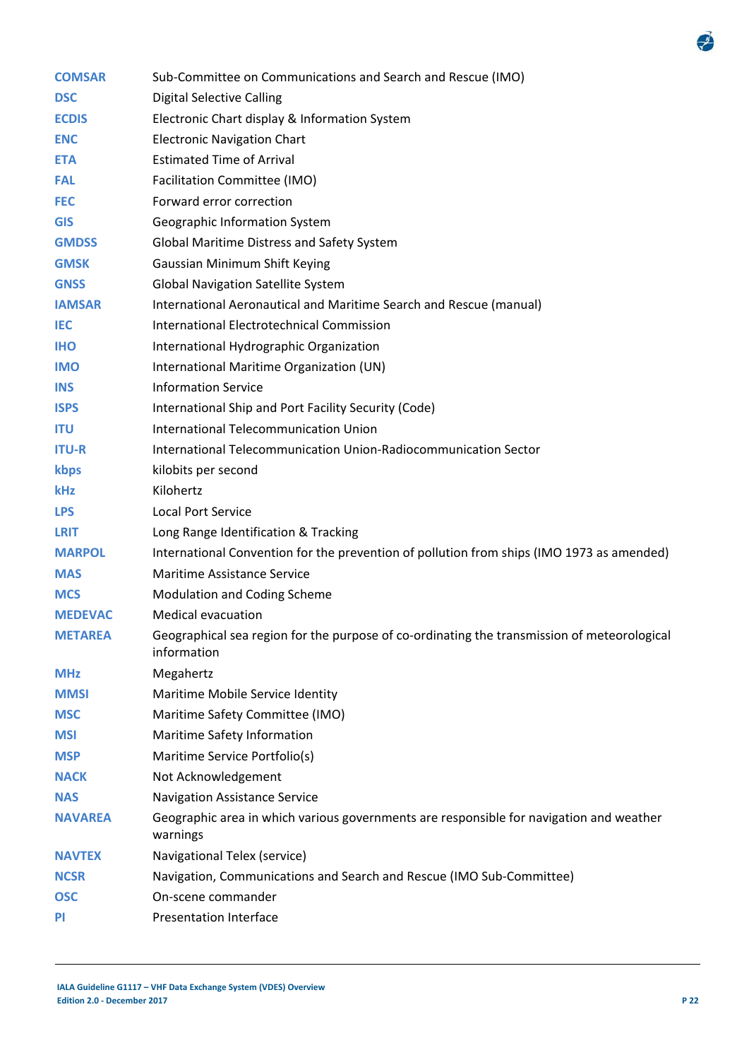| | |
|---|---|
| **COMSAR** | Sub-Committee on Communications and Search and Rescue (IMO) |
| **DSC** | Digital Selective Calling |
| **ECDIS** | Electronic Chart display & Information System |
| **ENC** | Electronic Navigation Chart |
| **ETA** | Estimated Time of Arrival |
| **FAL** | Facilitation Committee (IMO) |
| **FEC** | Forward error correction |
| **GIS** | Geographic Information System |
| **GMDSS** | Global Maritime Distress and Safety System |
| **GMSK** | Gaussian Minimum Shift Keying |
| **GNSS** | Global Navigation Satellite System |
| **IAMSAR** | International Aeronautical and Maritime Search and Rescue (manual) |
| **IEC** | International Electrotechnical Commission |
| **IHO** | International Hydrographic Organization |
| **IMO** | International Maritime Organization (UN) |
| **INS** | Information Service |
| **ISPS** | International Ship and Port Facility Security (Code) |
| **ITU** | International Telecommunication Union |
| **ITU-R** | International Telecommunication Union-Radiocommunication Sector |
| **kbps** | kilobits per second |
| **kHz** | Kilohertz |
| **LPS** | Local Port Service |
| **LRIT** | Long Range Identification & Tracking |
| **MARPOL** | International Convention for the prevention of pollution from ships (IMO 1973 as amended) |
| **MAS** | Maritime Assistance Service |
| **MCS** | Modulation and Coding Scheme |
| **MEDEVAC** | Medical evacuation |
| **METAREA** | Geographical sea region for the purpose of co-ordinating the transmission of meteorological information |
| **MHz** | Megahertz |
| **MMSI** | Maritime Mobile Service Identity |
| **MSC** | Maritime Safety Committee (IMO) |
| **MSI** | Maritime Safety Information |
| **MSP** | Maritime Service Portfolio(s) |
| **NACK** | Not Acknowledgement |
| **NAS** | Navigation Assistance Service |
| **NAVAREA** | Geographic area in which various governments are responsible for navigation and weather warnings |
| **NAVTEX** | Navigational Telex (service) |
| **NCSR** | Navigation, Communications and Search and Rescue (IMO Sub-Committee) |
| **OSC** | On-scene commander |
| **PI** | Presentation Interface |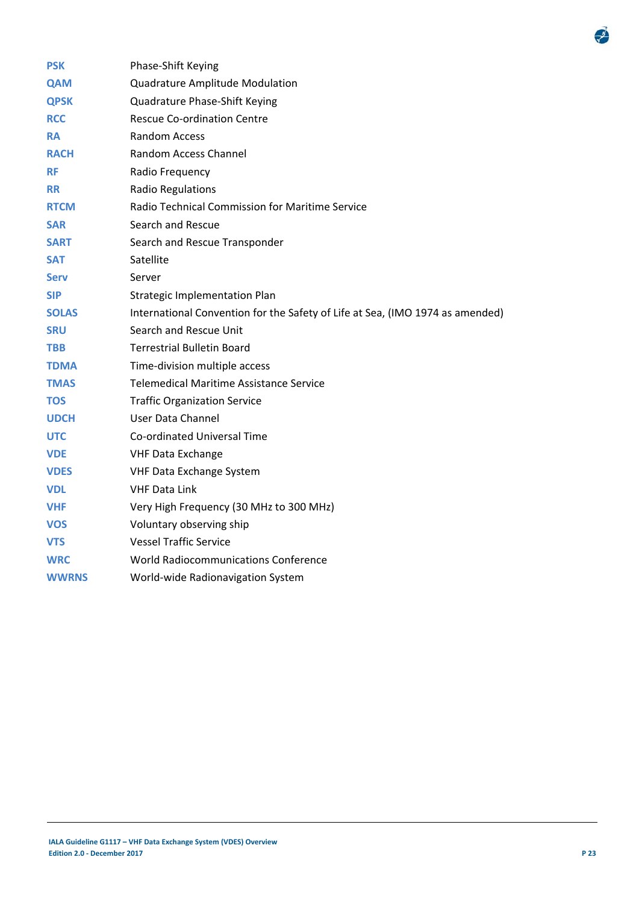| | |
|---|---|
| **PSK** | Phase-Shift Keying |
| **QAM** | Quadrature Amplitude Modulation |
| **QPSK** | Quadrature Phase-Shift Keying |
| **RCC** | Rescue Co-ordination Centre |
| **RA** | Random Access |
| **RACH** | Random Access Channel |
| **RF** | Radio Frequency |
| **RR** | Radio Regulations |
| **RTCM** | Radio Technical Commission for Maritime Service |
| **SAR** | Search and Rescue |
| **SART** | Search and Rescue Transponder |
| **SAT** | Satellite |
| **Serv** | Server |
| **SIP** | Strategic Implementation Plan |
| **SOLAS** | International Convention for the Safety of Life at Sea, (IMO 1974 as amended) |
| **SRU** | Search and Rescue Unit |
| **TBB** | Terrestrial Bulletin Board |
| **TDMA** | Time-division multiple access |
| **TMAS** | Telemedical Maritime Assistance Service |
| **TOS** | Traffic Organization Service |
| **UDCH** | User Data Channel |
| **UTC** | Co-ordinated Universal Time |
| **VDE** | VHF Data Exchange |
| **VDES** | VHF Data Exchange System |
| **VDL** | VHF Data Link |
| **VHF** | Very High Frequency (30 MHz to 300 MHz) |
| **VOS** | Voluntary observing ship |
| **VTS** | Vessel Traffic Service |
| **WRC** | World Radiocommunications Conference |
| **WWRNS** | World-wide Radionavigation System |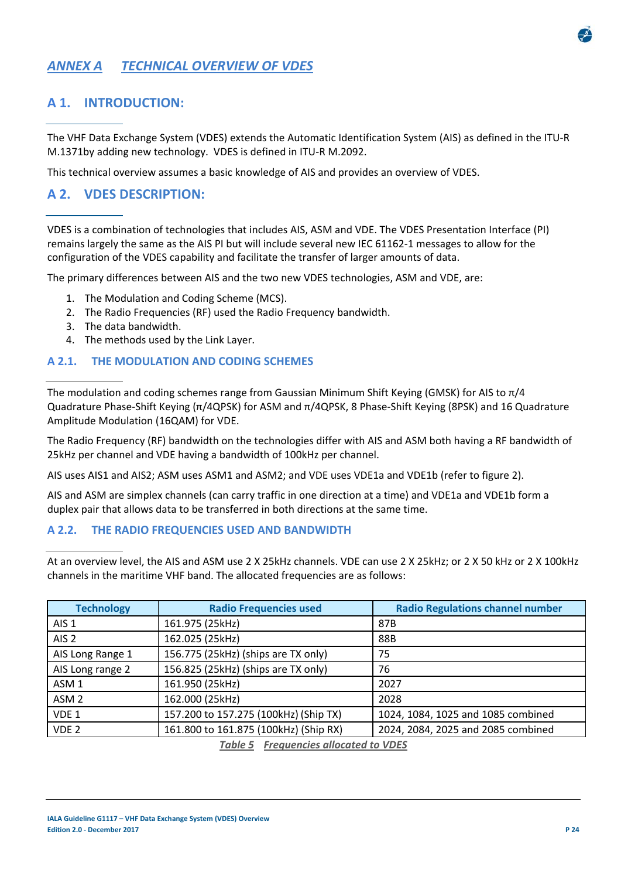# ANNEX A TECHNICAL OVERVIEW OF VDES

## A 1. INTRODUCTION:

The VHF Data Exchange System (VDES) extends the Automatic Identification System (AIS) as defined in the ITU-R M.1371by adding new technology. VDES is defined in ITU-R M.2092.

This technical overview assumes a basic knowledge of AIS and provides an overview of VDES.

## A 2. VDES DESCRIPTION:

VDES is a combination of technologies that includes AIS, ASM and VDE. The VDES Presentation Interface (PI) remains largely the same as the AIS PI but will include several new IEC 61162-1 messages to allow for the configuration of the VDES capability and facilitate the transfer of larger amounts of data.

The primary differences between AIS and the two new VDES technologies, ASM and VDE, are:

1. The Modulation and Coding Scheme (MCS).
2. The Radio Frequencies (RF) used the Radio Frequency bandwidth.
3. The data bandwidth.
4. The methods used by the Link Layer.

### A 2.1. THE MODULATION AND CODING SCHEMES

The modulation and coding schemes range from Gaussian Minimum Shift Keying (GMSK) for AIS to π/4 Quadrature Phase-Shift Keying (π/4QPSK) for ASM and π/4QPSK, 8 Phase-Shift Keying (8PSK) and 16 Quadrature Amplitude Modulation (16QAM) for VDE.

The Radio Frequency (RF) bandwidth on the technologies differ with AIS and ASM both having a RF bandwidth of 25kHz per channel and VDE having a bandwidth of 100kHz per channel.

AIS uses AIS1 and AIS2; ASM uses ASM1 and ASM2; and VDE uses VDE1a and VDE1b (refer to figure 2).

AIS and ASM are simplex channels (can carry traffic in one direction at a time) and VDE1a and VDE1b form a duplex pair that allows data to be transferred in both directions at the same time.

### A 2.2. THE RADIO FREQUENCIES USED AND BANDWIDTH

At an overview level, the AIS and ASM use 2 X 25kHz channels. VDE can use 2 X 25kHz; or 2 X 50 kHz or 2 X 100kHz channels in the maritime VHF band. The allocated frequencies are as follows:

| Technology | Radio Frequencies used | Radio Regulations channel number |
|---|---|---|
| AIS 1 | 161.975 (25kHz) | 87B |
| AIS 2 | 162.025 (25kHz) | 88B |
| AIS Long Range 1 | 156.775 (25kHz) (ships are TX only) | 75 |
| AIS Long range 2 | 156.825 (25kHz) (ships are TX only) | 76 |
| ASM 1 | 161.950 (25kHz) | 2027 |
| ASM 2 | 162.000 (25kHz) | 2028 |
| VDE 1 | 157.200 to 157.275 (100kHz) (Ship TX) | 1024, 1084, 1025 and 1085 combined |
| VDE 2 | 161.800 to 161.875 (100kHz) (Ship RX) | 2024, 2084, 2025 and 2085 combined |

*Table 5 Frequencies allocated to VDES*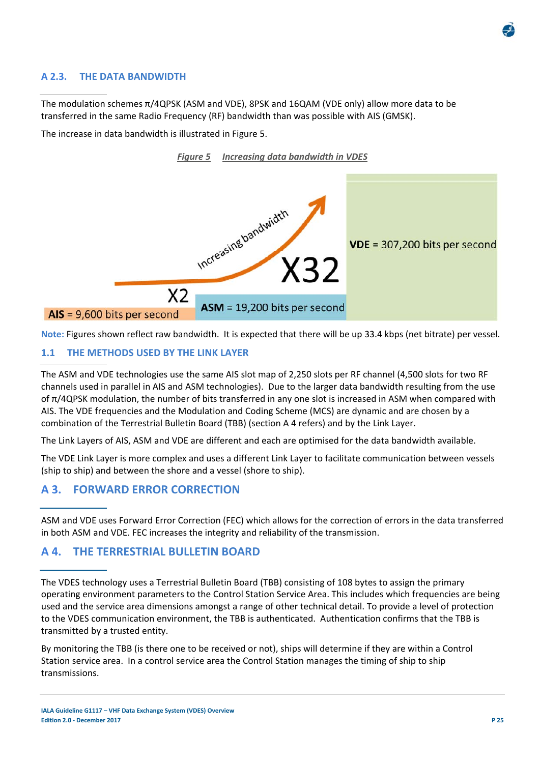## A 2.3. THE DATA BANDWIDTH

The modulation schemes π/4QPSK (ASM and VDE), 8PSK and 16QAM (VDE only) allow more data to be transferred in the same Radio Frequency (RF) bandwidth than was possible with AIS (GMSK).

The increase in data bandwidth is illustrated in Figure 5.

***Figure 5 Increasing data bandwidth in VDES***

Increasing bandwidth

X2

X32

**AIS** = 9,600 bits per second

**ASM** = 19,200 bits per second

**VDE** = 307,200 bits per second

**Note:** Figures shown reflect raw bandwidth. It is expected that there will be up 33.4 kbps (net bitrate) per vessel.

### 1.1 THE METHODS USED BY THE LINK LAYER

The ASM and VDE technologies use the same AIS slot map of 2,250 slots per RF channel (4,500 slots for two RF channels used in parallel in AIS and ASM technologies). Due to the larger data bandwidth resulting from the use of π/4QPSK modulation, the number of bits transferred in any one slot is increased in ASM when compared with AIS. The VDE frequencies and the Modulation and Coding Scheme (MCS) are dynamic and are chosen by a combination of the Terrestrial Bulletin Board (TBB) (section A 4 refers) and by the Link Layer.

The Link Layers of AIS, ASM and VDE are different and each are optimised for the data bandwidth available.

The VDE Link Layer is more complex and uses a different Link Layer to facilitate communication between vessels (ship to ship) and between the shore and a vessel (shore to ship).

# A 3. FORWARD ERROR CORRECTION

ASM and VDE uses Forward Error Correction (FEC) which allows for the correction of errors in the data transferred in both ASM and VDE. FEC increases the integrity and reliability of the transmission.

# A 4. THE TERRESTRIAL BULLETIN BOARD

The VDES technology uses a Terrestrial Bulletin Board (TBB) consisting of 108 bytes to assign the primary operating environment parameters to the Control Station Service Area. This includes which frequencies are being used and the service area dimensions amongst a range of other technical detail. To provide a level of protection to the VDES communication environment, the TBB is authenticated. Authentication confirms that the TBB is transmitted by a trusted entity.

By monitoring the TBB (is there one to be received or not), ships will determine if they are within a Control Station service area. In a control service area the Control Station manages the timing of ship to ship transmissions.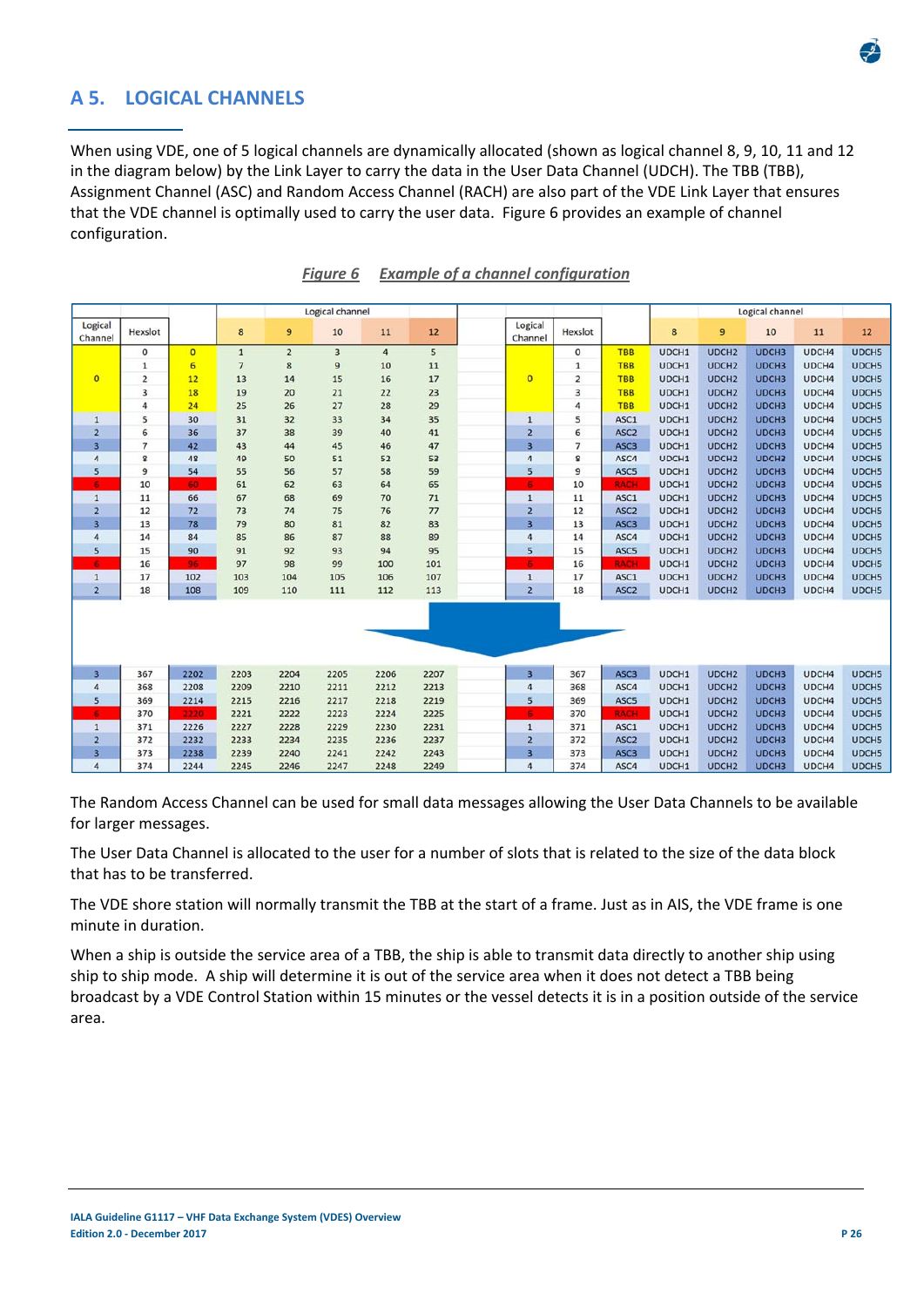## A 5. LOGICAL CHANNELS

When using VDE, one of 5 logical channels are dynamically allocated (shown as logical channel 8, 9, 10, 11 and 12 in the diagram below) by the Link Layer to carry the data in the User Data Channel (UDCH). The TBB (TBB), Assignment Channel (ASC) and Random Access Channel (RACH) are also part of the VDE Link Layer that ensures that the VDE channel is optimally used to carry the user data. Figure 6 provides an example of channel configuration.

***Figure 6 Example of a channel configuration***

| Logical Channel | Hexslot | | Logical channel 8 | 9 | 10 | 11 | 12 |
|---|---|---|---|---|---|---|---|
| 0 | 0 | 0 | 1 | 2 | 3 | 4 | 5 |
| 0 | 1 | 6 | 7 | 8 | 9 | 10 | 11 |
| 0 | 2 | 12 | 13 | 14 | 15 | 16 | 17 |
| 0 | 3 | 18 | 19 | 20 | 21 | 22 | 23 |
| 0 | 4 | 24 | 25 | 26 | 27 | 28 | 29 |
| 1 | 5 | 30 | 31 | 32 | 33 | 34 | 35 |
| 2 | 6 | 36 | 37 | 38 | 39 | 40 | 41 |
| 3 | 7 | 42 | 43 | 44 | 45 | 46 | 47 |
| 4 | 8 | 48 | 49 | 50 | 51 | 52 | 53 |
| 5 | 9 | 54 | 55 | 56 | 57 | 58 | 59 |
| 6 | 10 | 60 | 61 | 62 | 63 | 64 | 65 |
| 1 | 11 | 66 | 67 | 68 | 69 | 70 | 71 |
| 2 | 12 | 72 | 73 | 74 | 75 | 76 | 77 |
| 3 | 13 | 78 | 79 | 80 | 81 | 82 | 83 |
| 4 | 14 | 84 | 85 | 86 | 87 | 88 | 89 |
| 5 | 15 | 90 | 91 | 92 | 93 | 94 | 95 |
| 6 | 16 | 96 | 97 | 98 | 99 | 100 | 101 |
| 1 | 17 | 102 | 103 | 104 | 105 | 106 | 107 |
| 2 | 18 | 108 | 109 | 110 | 111 | 112 | 113 |
| ... | ... | ... | ... | ... | ... | ... | ... |
| 3 | 367 | 2202 | 2203 | 2204 | 2205 | 2206 | 2207 |
| 4 | 368 | 2208 | 2209 | 2210 | 2211 | 2212 | 2213 |
| 5 | 369 | 2214 | 2215 | 2216 | 2217 | 2218 | 2219 |
| 6 | 370 | 2220 | 2221 | 2222 | 2223 | 2224 | 2225 |
| 1 | 371 | 2226 | 2227 | 2228 | 2229 | 2230 | 2231 |
| 2 | 372 | 2232 | 2233 | 2234 | 2235 | 2236 | 2237 |
| 3 | 373 | 2238 | 2239 | 2240 | 2241 | 2242 | 2243 |
| 4 | 374 | 2244 | 2245 | 2246 | 2247 | 2248 | 2249 |

| Logical Channel | Hexslot | | Logical channel 8 | 9 | 10 | 11 | 12 |
|---|---|---|---|---|---|---|---|
| 0 | 0 | TBB | UDCH1 | UDCH2 | UDCH3 | UDCH4 | UDCH5 |
| 0 | 1 | TBB | UDCH1 | UDCH2 | UDCH3 | UDCH4 | UDCH5 |
| 0 | 2 | TBB | UDCH1 | UDCH2 | UDCH3 | UDCH4 | UDCH5 |
| 0 | 3 | TBB | UDCH1 | UDCH2 | UDCH3 | UDCH4 | UDCH5 |
| 0 | 4 | TBB | UDCH1 | UDCH2 | UDCH3 | UDCH4 | UDCH5 |
| 1 | 5 | ASC1 | UDCH1 | UDCH2 | UDCH3 | UDCH4 | UDCH5 |
| 2 | 6 | ASC2 | UDCH1 | UDCH2 | UDCH3 | UDCH4 | UDCH5 |
| 3 | 7 | ASC3 | UDCH1 | UDCH2 | UDCH3 | UDCH4 | UDCH5 |
| 4 | 8 | ASC4 | UDCH1 | UDCH2 | UDCH3 | UDCH4 | UDCH5 |
| 5 | 9 | ASC5 | UDCH1 | UDCH2 | UDCH3 | UDCH4 | UDCH5 |
| 6 | 10 | RACH | UDCH1 | UDCH2 | UDCH3 | UDCH4 | UDCH5 |
| 1 | 11 | ASC1 | UDCH1 | UDCH2 | UDCH3 | UDCH4 | UDCH5 |
| 2 | 12 | ASC2 | UDCH1 | UDCH2 | UDCH3 | UDCH4 | UDCH5 |
| 3 | 13 | ASC3 | UDCH1 | UDCH2 | UDCH3 | UDCH4 | UDCH5 |
| 4 | 14 | ASC4 | UDCH1 | UDCH2 | UDCH3 | UDCH4 | UDCH5 |
| 5 | 15 | ASC5 | UDCH1 | UDCH2 | UDCH3 | UDCH4 | UDCH5 |
| 6 | 16 | RACH | UDCH1 | UDCH2 | UDCH3 | UDCH4 | UDCH5 |
| 1 | 17 | ASC1 | UDCH1 | UDCH2 | UDCH3 | UDCH4 | UDCH5 |
| 2 | 18 | ASC2 | UDCH1 | UDCH2 | UDCH3 | UDCH4 | UDCH5 |
| ... | ... | ... | ... | ... | ... | ... | ... |
| 3 | 367 | ASC3 | UDCH1 | UDCH2 | UDCH3 | UDCH4 | UDCH5 |
| 4 | 368 | ASC4 | UDCH1 | UDCH2 | UDCH3 | UDCH4 | UDCH5 |
| 5 | 369 | ASC5 | UDCH1 | UDCH2 | UDCH3 | UDCH4 | UDCH5 |
| 6 | 370 | RACH | UDCH1 | UDCH2 | UDCH3 | UDCH4 | UDCH5 |
| 1 | 371 | ASC1 | UDCH1 | UDCH2 | UDCH3 | UDCH4 | UDCH5 |
| 2 | 372 | ASC2 | UDCH1 | UDCH2 | UDCH3 | UDCH4 | UDCH5 |
| 3 | 373 | ASC3 | UDCH1 | UDCH2 | UDCH3 | UDCH4 | UDCH5 |
| 4 | 374 | ASC4 | UDCH1 | UDCH2 | UDCH3 | UDCH4 | UDCH5 |

The Random Access Channel can be used for small data messages allowing the User Data Channels to be available for larger messages.

The User Data Channel is allocated to the user for a number of slots that is related to the size of the data block that has to be transferred.

The VDE shore station will normally transmit the TBB at the start of a frame. Just as in AIS, the VDE frame is one minute in duration.

When a ship is outside the service area of a TBB, the ship is able to transmit data directly to another ship using ship to ship mode. A ship will determine it is out of the service area when it does not detect a TBB being broadcast by a VDE Control Station within 15 minutes or the vessel detects it is in a position outside of the service area.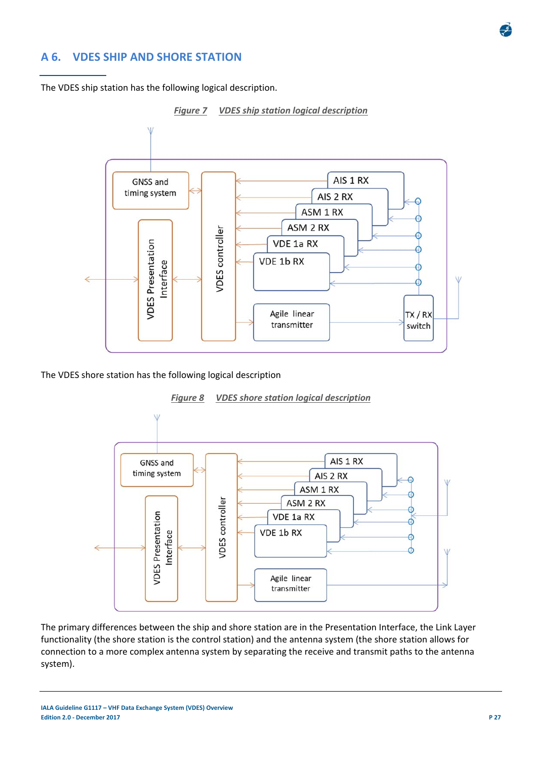## A 6. VDES SHIP AND SHORE STATION

The VDES ship station has the following logical description.

*Figure 7 VDES ship station logical description*

The VDES shore station has the following logical description

*Figure 8 VDES shore station logical description*

The primary differences between the ship and shore station are in the Presentation Interface, the Link Layer functionality (the shore station is the control station) and the antenna system (the shore station allows for connection to a more complex antenna system by separating the receive and transmit paths to the antenna system).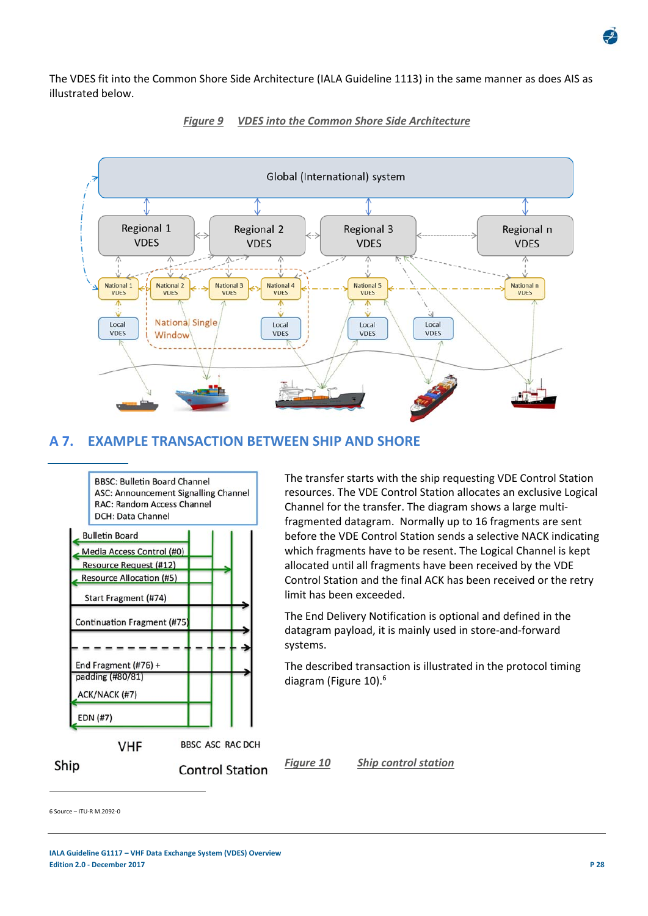The VDES fit into the Common Shore Side Architecture (IALA Guideline 1113) in the same manner as does AIS as illustrated below.

*Figure 9 VDES into the Common Shore Side Architecture*

## A 7. EXAMPLE TRANSACTION BETWEEN SHIP AND SHORE

The transfer starts with the ship requesting VDE Control Station resources. The VDE Control Station allocates an exclusive Logical Channel for the transfer. The diagram shows a large multi-fragmented datagram. Normally up to 16 fragments are sent before the VDE Control Station sends a selective NACK indicating which fragments have to be resent. The Logical Channel is kept allocated until all fragments have been received by the VDE Control Station and the final ACK has been received or the retry limit has been exceeded.

The End Delivery Notification is optional and defined in the datagram payload, it is mainly used in store-and-forward systems.

The described transaction is illustrated in the protocol timing diagram (Figure 10).[6]

*Figure 10 Ship control station*

6 Source – ITU-R M.2092-0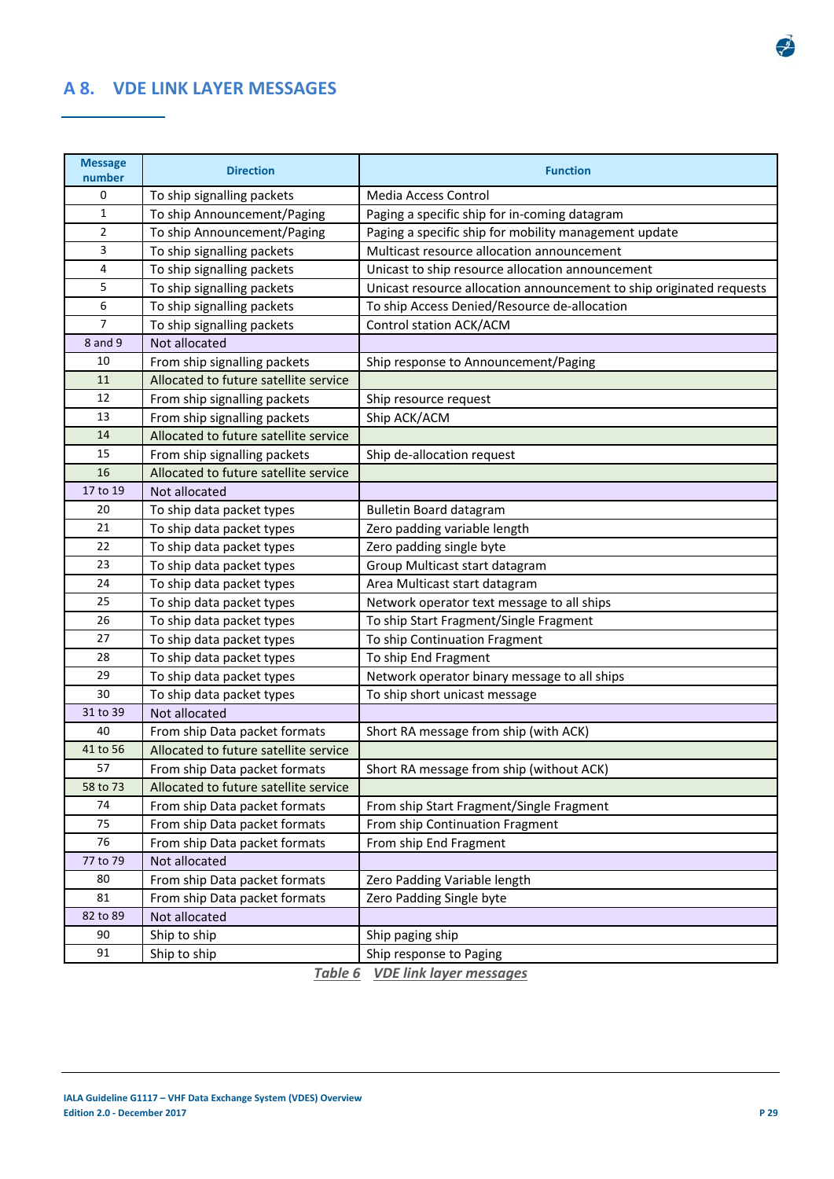## A 8. VDE LINK LAYER MESSAGES

| Message number | Direction | Function |
|---|---|---|
| 0 | To ship signalling packets | Media Access Control |
| 1 | To ship Announcement/Paging | Paging a specific ship for in-coming datagram |
| 2 | To ship Announcement/Paging | Paging a specific ship for mobility management update |
| 3 | To ship signalling packets | Multicast resource allocation announcement |
| 4 | To ship signalling packets | Unicast to ship resource allocation announcement |
| 5 | To ship signalling packets | Unicast resource allocation announcement to ship originated requests |
| 6 | To ship signalling packets | To ship Access Denied/Resource de-allocation |
| 7 | To ship signalling packets | Control station ACK/ACM |
| 8 and 9 | Not allocated | |
| 10 | From ship signalling packets | Ship response to Announcement/Paging |
| 11 | Allocated to future satellite service | |
| 12 | From ship signalling packets | Ship resource request |
| 13 | From ship signalling packets | Ship ACK/ACM |
| 14 | Allocated to future satellite service | |
| 15 | From ship signalling packets | Ship de-allocation request |
| 16 | Allocated to future satellite service | |
| 17 to 19 | Not allocated | |
| 20 | To ship data packet types | Bulletin Board datagram |
| 21 | To ship data packet types | Zero padding variable length |
| 22 | To ship data packet types | Zero padding single byte |
| 23 | To ship data packet types | Group Multicast start datagram |
| 24 | To ship data packet types | Area Multicast start datagram |
| 25 | To ship data packet types | Network operator text message to all ships |
| 26 | To ship data packet types | To ship Start Fragment/Single Fragment |
| 27 | To ship data packet types | To ship Continuation Fragment |
| 28 | To ship data packet types | To ship End Fragment |
| 29 | To ship data packet types | Network operator binary message to all ships |
| 30 | To ship data packet types | To ship short unicast message |
| 31 to 39 | Not allocated | |
| 40 | From ship Data packet formats | Short RA message from ship (with ACK) |
| 41 to 56 | Allocated to future satellite service | |
| 57 | From ship Data packet formats | Short RA message from ship (without ACK) |
| 58 to 73 | Allocated to future satellite service | |
| 74 | From ship Data packet formats | From ship Start Fragment/Single Fragment |
| 75 | From ship Data packet formats | From ship Continuation Fragment |
| 76 | From ship Data packet formats | From ship End Fragment |
| 77 to 79 | Not allocated | |
| 80 | From ship Data packet formats | Zero Padding Variable length |
| 81 | From ship Data packet formats | Zero Padding Single byte |
| 82 to 89 | Not allocated | |
| 90 | Ship to ship | Ship paging ship |
| 91 | Ship to ship | Ship response to Paging |

*Table 6 VDE link layer messages*